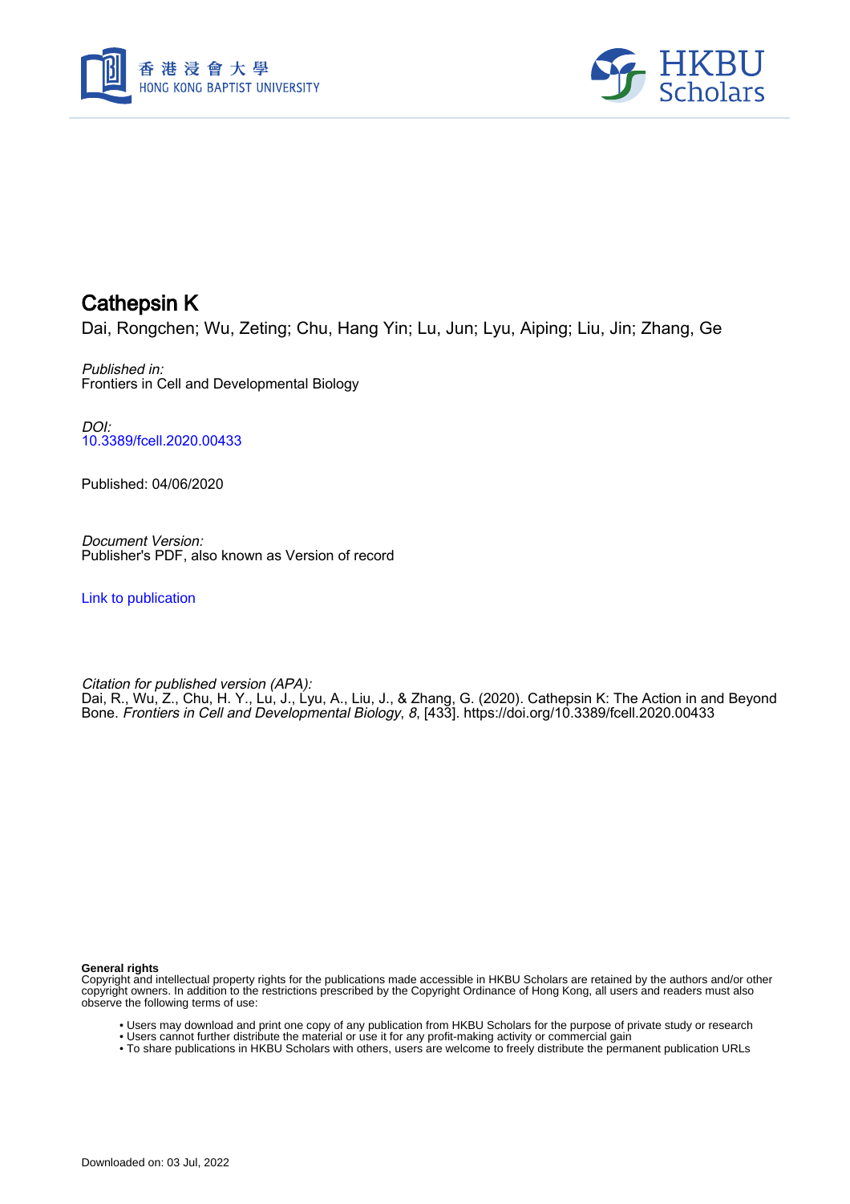# Cathepsin K

Dai, Rongchen; Wu, Zeting; Chu, Hang Yin; Lu, Jun; Lyu, Aiping; Liu, Jin; Zhang, Ge

*Published in:*
Frontiers in Cell and Developmental Biology

*DOI:*
10.3389/fcell.2020.00433

Published: 04/06/2020

*Document Version:*
Publisher's PDF, also known as Version of record

Link to publication

*Citation for published version (APA):*
Dai, R., Wu, Z., Chu, H. Y., Lu, J., Lyu, A., Liu, J., & Zhang, G. (2020). Cathepsin K: The Action in and Beyond Bone. *Frontiers in Cell and Developmental Biology*, *8*, [433]. https://doi.org/10.3389/fcell.2020.00433

**General rights**
Copyright and intellectual property rights for the publications made accessible in HKBU Scholars are retained by the authors and/or other copyright owners. In addition to the restrictions prescribed by the Copyright Ordinance of Hong Kong, all users and readers must also observe the following terms of use:

- Users may download and print one copy of any publication from HKBU Scholars for the purpose of private study or research
- Users cannot further distribute the material or use it for any profit-making activity or commercial gain
- To share publications in HKBU Scholars with others, users are welcome to freely distribute the permanent publication URLs

Downloaded on: 03 Jul, 2022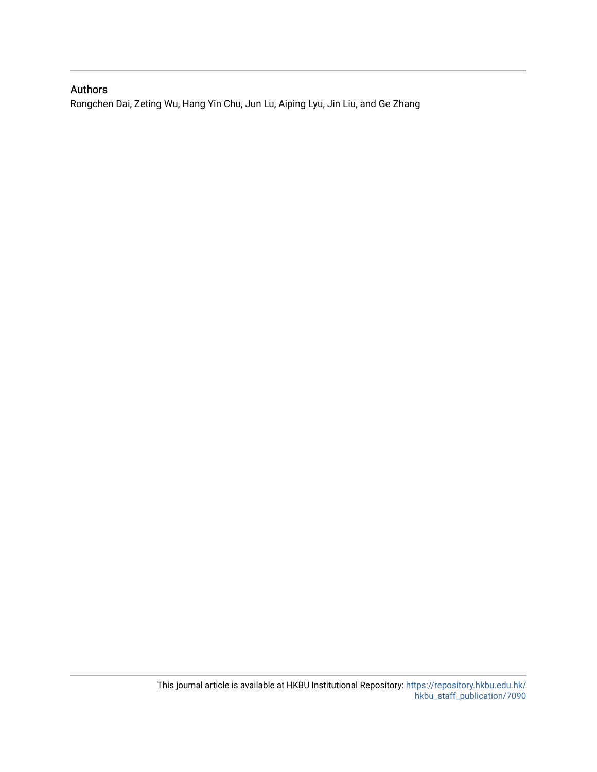## Authors

Rongchen Dai, Zeting Wu, Hang Yin Chu, Jun Lu, Aiping Lyu, Jin Liu, and Ge Zhang

This journal article is available at HKBU Institutional Repository: https://repository.hkbu.edu.hk/hkbu_staff_publication/7090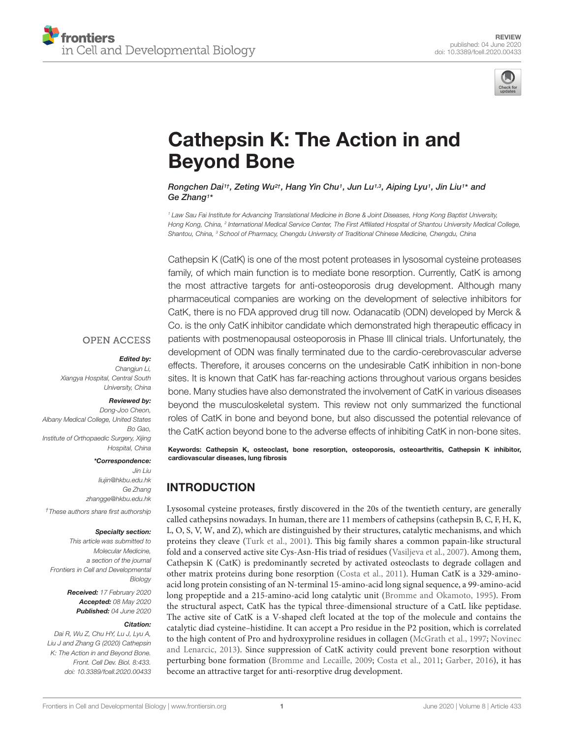# Cathepsin K: The Action in and Beyond Bone

*Rongchen Dai[1†], Zeting Wu[2†], Hang Yin Chu[1], Jun Lu[1,3], Aiping Lyu[1], Jin Liu[1*] and Ge Zhang[1*]*

[1] Law Sau Fai Institute for Advancing Translational Medicine in Bone & Joint Diseases, Hong Kong Baptist University, Hong Kong, China, [2] International Medical Service Center, The First Affiliated Hospital of Shantou University Medical College, Shantou, China, [3] School of Pharmacy, Chengdu University of Traditional Chinese Medicine, Chengdu, China

OPEN ACCESS

***Edited by:***
Changjun Li,
Xiangya Hospital, Central South University, China

***Reviewed by:***
Dong-Joo Cheon,
Albany Medical College, United States
Bo Gao,
Institute of Orthopaedic Surgery, Xijing Hospital, China

***\*Correspondence:***
Jin Liu
liujin@hkbu.edu.hk
Ge Zhang
zhangge@hkbu.edu.hk

*† These authors share first authorship*

***Specialty section:***
This article was submitted to Molecular Medicine, a section of the journal Frontiers in Cell and Developmental Biology

**Received:** 17 February 2020
**Accepted:** 08 May 2020
**Published:** 04 June 2020

***Citation:***
Dai R, Wu Z, Chu HY, Lu J, Lyu A, Liu J and Zhang G (2020) Cathepsin K: The Action in and Beyond Bone. Front. Cell Dev. Biol. 8:433. doi: 10.3389/fcell.2020.00433

Cathepsin K (CatK) is one of the most potent proteases in lysosomal cysteine proteases family, of which main function is to mediate bone resorption. Currently, CatK is among the most attractive targets for anti-osteoporosis drug development. Although many pharmaceutical companies are working on the development of selective inhibitors for CatK, there is no FDA approved drug till now. Odanacatib (ODN) developed by Merck & Co. is the only CatK inhibitor candidate which demonstrated high therapeutic efficacy in patients with postmenopausal osteoporosis in Phase III clinical trials. Unfortunately, the development of ODN was finally terminated due to the cardio-cerebrovascular adverse effects. Therefore, it arouses concerns on the undesirable CatK inhibition in non-bone sites. It is known that CatK has far-reaching actions throughout various organs besides bone. Many studies have also demonstrated the involvement of CatK in various diseases beyond the musculoskeletal system. This review not only summarized the functional roles of CatK in bone and beyond bone, but also discussed the potential relevance of the CatK action beyond bone to the adverse effects of inhibiting CatK in non-bone sites.

**Keywords: Cathepsin K, osteoclast, bone resorption, osteoporosis, osteoarthritis, Cathepsin K inhibitor, cardiovascular diseases, lung fibrosis**

## INTRODUCTION

Lysosomal cysteine proteases, firstly discovered in the 20s of the twentieth century, are generally called cathepsins nowadays. In human, there are 11 members of cathepsins (cathepsin B, C, F, H, K, L, O, S, V, W, and Z), which are distinguished by their structures, catalytic mechanisms, and which proteins they cleave (Turk et al., 2001). This big family shares a common papain-like structural fold and a conserved active site Cys-Asn-His triad of residues (Vasiljeva et al., 2007). Among them, Cathepsin K (CatK) is predominantly secreted by activated osteoclasts to degrade collagen and other matrix proteins during bone resorption (Costa et al., 2011). Human CatK is a 329-amino-acid long protein consisting of an N-terminal 15-amino-acid long signal sequence, a 99-amino-acid long propeptide and a 215-amino-acid long catalytic unit (Bromme and Okamoto, 1995). From the structural aspect, CatK has the typical three-dimensional structure of a CatL like peptidase. The active site of CatK is a V-shaped cleft located at the top of the molecule and contains the catalytic diad cysteine–histidine. It can accept a Pro residue in the P2 position, which is correlated to the high content of Pro and hydroxyproline residues in collagen (McGrath et al., 1997; Novinec and Lenarcic, 2013). Since suppression of CatK activity could prevent bone resorption without perturbing bone formation (Bromme and Lecaille, 2009; Costa et al., 2011; Garber, 2016), it has become an attractive target for anti-resorptive drug development.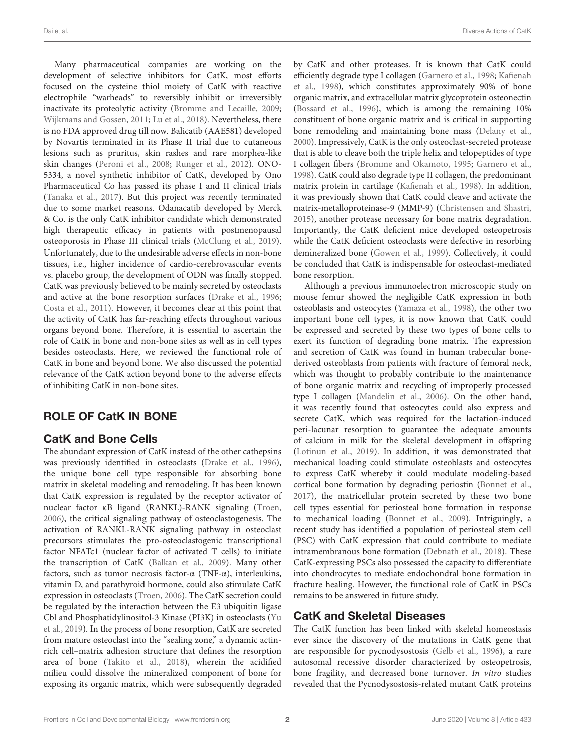Many pharmaceutical companies are working on the development of selective inhibitors for CatK, most efforts focused on the cysteine thiol moiety of CatK with reactive electrophile "warheads" to reversibly inhibit or irreversibly inactivate its proteolytic activity (Bromme and Lecaille, 2009; Wijkmans and Gossen, 2011; Lu et al., 2018). Nevertheless, there is no FDA approved drug till now. Balicatib (AAE581) developed by Novartis terminated in its Phase II trial due to cutaneous lesions such as pruritus, skin rashes and rare morphea-like skin changes (Peroni et al., 2008; Runger et al., 2012). ONO-5334, a novel synthetic inhibitor of CatK, developed by Ono Pharmaceutical Co has passed its phase I and II clinical trials (Tanaka et al., 2017). But this project was recently terminated due to some market reasons. Odanacatib developed by Merck & Co. is the only CatK inhibitor candidate which demonstrated high therapeutic efficacy in patients with postmenopausal osteoporosis in Phase III clinical trials (McClung et al., 2019). Unfortunately, due to the undesirable adverse effects in non-bone tissues, i.e., higher incidence of cardio-cerebrovascular events vs. placebo group, the development of ODN was finally stopped. CatK was previously believed to be mainly secreted by osteoclasts and active at the bone resorption surfaces (Drake et al., 1996; Costa et al., 2011). However, it becomes clear at this point that the activity of CatK has far-reaching effects throughout various organs beyond bone. Therefore, it is essential to ascertain the role of CatK in bone and non-bone sites as well as in cell types besides osteoclasts. Here, we reviewed the functional role of CatK in bone and beyond bone. We also discussed the potential relevance of the CatK action beyond bone to the adverse effects of inhibiting CatK in non-bone sites.

## ROLE OF CatK IN BONE

### CatK and Bone Cells

The abundant expression of CatK instead of the other cathepsins was previously identified in osteoclasts (Drake et al., 1996), the unique bone cell type responsible for absorbing bone matrix in skeletal modeling and remodeling. It has been known that CatK expression is regulated by the receptor activator of nuclear factor κB ligand (RANKL)-RANK signaling (Troen, 2006), the critical signaling pathway of osteoclastogenesis. The activation of RANKL-RANK signaling pathway in osteoclast precursors stimulates the pro-osteoclastogenic transcriptional factor NFATc1 (nuclear factor of activated T cells) to initiate the transcription of CatK (Balkan et al., 2009). Many other factors, such as tumor necrosis factor-α (TNF-α), interleukins, vitamin D, and parathyroid hormone, could also stimulate CatK expression in osteoclasts (Troen, 2006). The CatK secretion could be regulated by the interaction between the E3 ubiquitin ligase Cbl and Phosphatidylinositol-3 Kinase (PI3K) in osteoclasts (Yu et al., 2019). In the process of bone resorption, CatK are secreted from mature osteoclast into the "sealing zone," a dynamic actin-rich cell–matrix adhesion structure that defines the resorption area of bone (Takito et al., 2018), wherein the acidified milieu could dissolve the mineralized component of bone for exposing its organic matrix, which were subsequently degraded by CatK and other proteases. It is known that CatK could efficiently degrade type I collagen (Garnero et al., 1998; Kafienah et al., 1998), which constitutes approximately 90% of bone organic matrix, and extracellular matrix glycoprotein osteonectin (Bossard et al., 1996), which is among the remaining 10% constituent of bone organic matrix and is critical in supporting bone remodeling and maintaining bone mass (Delany et al., 2000). Impressively, CatK is the only osteoclast-secreted protease that is able to cleave both the triple helix and telopeptides of type I collagen fibers (Bromme and Okamoto, 1995; Garnero et al., 1998). CatK could also degrade type II collagen, the predominant matrix protein in cartilage (Kafienah et al., 1998). In addition, it was previously shown that CatK could cleave and activate the matrix-metalloproteinase-9 (MMP-9) (Christensen and Shastri, 2015), another protease necessary for bone matrix degradation. Importantly, the CatK deficient mice developed osteopetrosis while the CatK deficient osteoclasts were defective in resorbing demineralized bone (Gowen et al., 1999). Collectively, it could be concluded that CatK is indispensable for osteoclast-mediated bone resorption.

Although a previous immunoelectron microscopic study on mouse femur showed the negligible CatK expression in both osteoblasts and osteocytes (Yamaza et al., 1998), the other two important bone cell types, it is now known that CatK could be expressed and secreted by these two types of bone cells to exert its function of degrading bone matrix. The expression and secretion of CatK was found in human trabecular bone-derived osteoblasts from patients with fracture of femoral neck, which was thought to probably contribute to the maintenance of bone organic matrix and recycling of improperly processed type I collagen (Mandelin et al., 2006). On the other hand, it was recently found that osteocytes could also express and secrete CatK, which was required for the lactation-induced peri-lacunar resorption to guarantee the adequate amounts of calcium in milk for the skeletal development in offspring (Lotinun et al., 2019). In addition, it was demonstrated that mechanical loading could stimulate osteoblasts and osteocytes to express CatK whereby it could modulate modeling-based cortical bone formation by degrading periostin (Bonnet et al., 2017), the matricellular protein secreted by these two bone cell types essential for periosteal bone formation in response to mechanical loading (Bonnet et al., 2009). Intriguingly, a recent study has identified a population of periosteal stem cell (PSC) with CatK expression that could contribute to mediate intramembranous bone formation (Debnath et al., 2018). These CatK-expressing PSCs also possessed the capacity to differentiate into chondrocytes to mediate endochondral bone formation in fracture healing. However, the functional role of CatK in PSCs remains to be answered in future study.

### CatK and Skeletal Diseases

The CatK function has been linked with skeletal homeostasis ever since the discovery of the mutations in CatK gene that are responsible for pycnodysostosis (Gelb et al., 1996), a rare autosomal recessive disorder characterized by osteopetrosis, bone fragility, and decreased bone turnover. *In vitro* studies revealed that the Pycnodysostosis-related mutant CatK proteins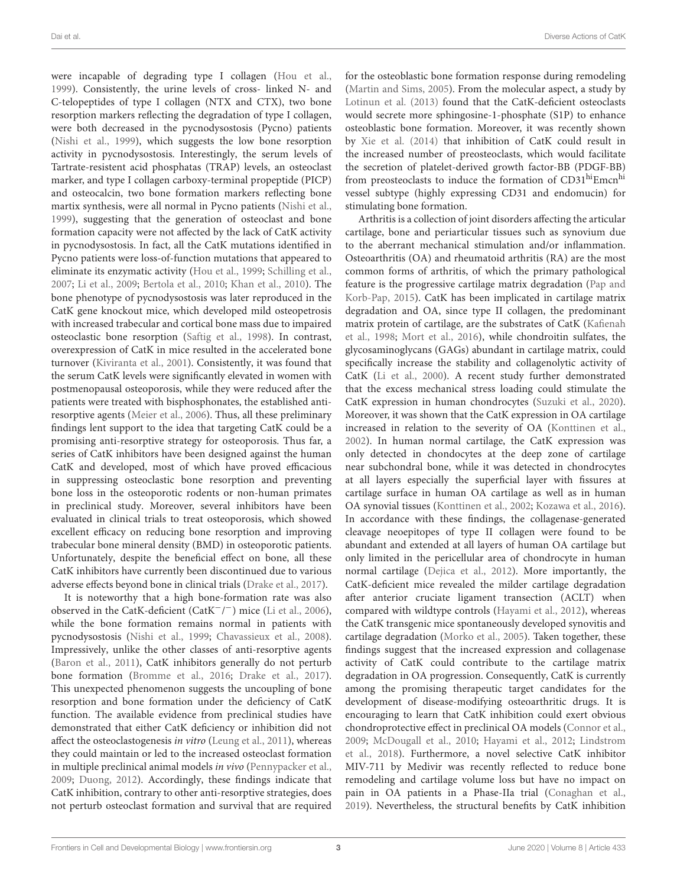were incapable of degrading type I collagen (Hou et al., 1999). Consistently, the urine levels of cross- linked N- and C-telopeptides of type I collagen (NTX and CTX), two bone resorption markers reflecting the degradation of type I collagen, were both decreased in the pycnodysostosis (Pycno) patients (Nishi et al., 1999), which suggests the low bone resorption activity in pycnodysostosis. Interestingly, the serum levels of Tartrate-resistent acid phosphatas (TRAP) levels, an osteoclast marker, and type I collagen carboxy-terminal propeptide (PICP) and osteocalcin, two bone formation markers reflecting bone martix synthesis, were all normal in Pycno patients (Nishi et al., 1999), suggesting that the generation of osteoclast and bone formation capacity were not affected by the lack of CatK activity in pycnodysostosis. In fact, all the CatK mutations identified in Pycno patients were loss-of-function mutations that appeared to eliminate its enzymatic activity (Hou et al., 1999; Schilling et al., 2007; Li et al., 2009; Bertola et al., 2010; Khan et al., 2010). The bone phenotype of pycnodysostosis was later reproduced in the CatK gene knockout mice, which developed mild osteopetrosis with increased trabecular and cortical bone mass due to impaired osteoclastic bone resorption (Saftig et al., 1998). In contrast, overexpression of CatK in mice resulted in the accelerated bone turnover (Kiviranta et al., 2001). Consistently, it was found that the serum CatK levels were significantly elevated in women with postmenopausal osteoporosis, while they were reduced after the patients were treated with bisphosphonates, the established anti-resorptive agents (Meier et al., 2006). Thus, all these preliminary findings lent support to the idea that targeting CatK could be a promising anti-resorptive strategy for osteoporosis. Thus far, a series of CatK inhibitors have been designed against the human CatK and developed, most of which have proved efficacious in suppressing osteoclastic bone resorption and preventing bone loss in the osteoporotic rodents or non-human primates in preclinical study. Moreover, several inhibitors have been evaluated in clinical trials to treat osteoporosis, which showed excellent efficacy on reducing bone resorption and improving trabecular bone mineral density (BMD) in osteoporotic patients. Unfortunately, despite the beneficial effect on bone, all these CatK inhibitors have currently been discontinued due to various adverse effects beyond bone in clinical trials (Drake et al., 2017).

It is noteworthy that a high bone-formation rate was also observed in the CatK-deficient (CatK$^{-}$/$^{-}$) mice (Li et al., 2006), while the bone formation remains normal in patients with pycnodysostosis (Nishi et al., 1999; Chavassieux et al., 2008). Impressively, unlike the other classes of anti-resorptive agents (Baron et al., 2011), CatK inhibitors generally do not perturb bone formation (Bromme et al., 2016; Drake et al., 2017). This unexpected phenomenon suggests the uncoupling of bone resorption and bone formation under the deficiency of CatK function. The available evidence from preclinical studies have demonstrated that either CatK deficiency or inhibition did not affect the osteoclastogenesis *in vitro* (Leung et al., 2011), whereas they could maintain or led to the increased osteoclast formation in multiple preclinical animal models *in vivo* (Pennypacker et al., 2009; Duong, 2012). Accordingly, these findings indicate that CatK inhibition, contrary to other anti-resorptive strategies, does not perturb osteoclast formation and survival that are required for the osteoblastic bone formation response during remodeling (Martin and Sims, 2005). From the molecular aspect, a study by Lotinun et al. (2013) found that the CatK-deficient osteoclasts would secrete more sphingosine-1-phosphate (S1P) to enhance osteoblastic bone formation. Moreover, it was recently shown by Xie et al. (2014) that inhibition of CatK could result in the increased number of preosteoclasts, which would facilitate the secretion of platelet-derived growth factor-BB (PDGF-BB) from preosteoclasts to induce the formation of CD31$^{hi}$Emcn$^{hi}$ vessel subtype (highly expressing CD31 and endomucin) for stimulating bone formation.

Arthritis is a collection of joint disorders affecting the articular cartilage, bone and periarticular tissues such as synovium due to the aberrant mechanical stimulation and/or inflammation. Osteoarthritis (OA) and rheumatoid arthritis (RA) are the most common forms of arthritis, of which the primary pathological feature is the progressive cartilage matrix degradation (Pap and Korb-Pap, 2015). CatK has been implicated in cartilage matrix degradation and OA, since type II collagen, the predominant matrix protein of cartilage, are the substrates of CatK (Kafienah et al., 1998; Mort et al., 2016), while chondroitin sulfates, the glycosaminoglycans (GAGs) abundant in cartilage matrix, could specifically increase the stability and collagenolytic activity of CatK (Li et al., 2000). A recent study further demonstrated that the excess mechanical stress loading could stimulate the CatK expression in human chondrocytes (Suzuki et al., 2020). Moreover, it was shown that the CatK expression in OA cartilage increased in relation to the severity of OA (Konttinen et al., 2002). In human normal cartilage, the CatK expression was only detected in chondocytes at the deep zone of cartilage near subchondral bone, while it was detected in chondrocytes at all layers especially the superficial layer with fissures at cartilage surface in human OA cartilage as well as in human OA synovial tissues (Konttinen et al., 2002; Kozawa et al., 2016). In accordance with these findings, the collagenase-generated cleavage neoepitopes of type II collagen were found to be abundant and extended at all layers of human OA cartilage but only limited in the pericellular area of chondrocyte in human normal cartilage (Dejica et al., 2012). More importantly, the CatK-deficient mice revealed the milder cartilage degradation after anterior cruciate ligament transection (ACLT) when compared with wildtype controls (Hayami et al., 2012), whereas the CatK transgenic mice spontaneously developed synovitis and cartilage degradation (Morko et al., 2005). Taken together, these findings suggest that the increased expression and collagenase activity of CatK could contribute to the cartilage matrix degradation in OA progression. Consequently, CatK is currently among the promising therapeutic target candidates for the development of disease-modifying osteoarthritic drugs. It is encouraging to learn that CatK inhibition could exert obvious chondroprotective effect in preclinical OA models (Connor et al., 2009; McDougall et al., 2010; Hayami et al., 2012; Lindstrom et al., 2018). Furthermore, a novel selective CatK inhibitor MIV-711 by Medivir was recently reflected to reduce bone remodeling and cartilage volume loss but have no impact on pain in OA patients in a Phase-IIa trial (Conaghan et al., 2019). Nevertheless, the structural benefits by CatK inhibition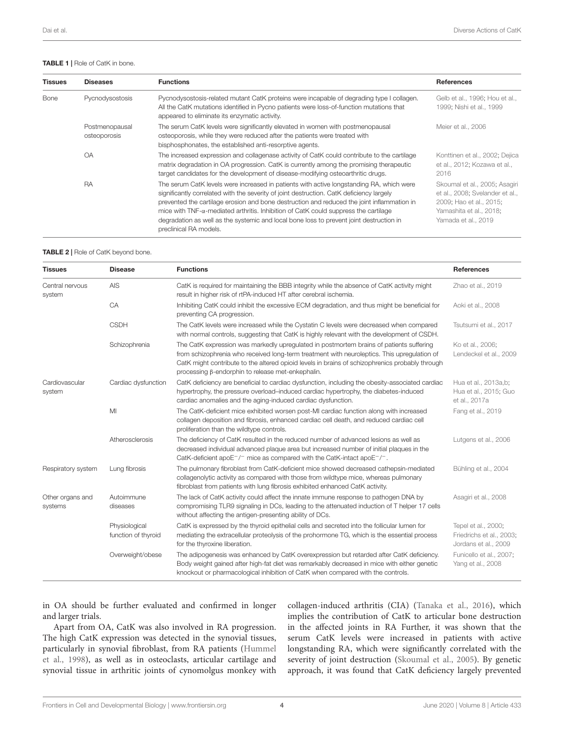**TABLE 1 |** Role of CatK in bone.

| Tissues | Diseases | Functions | References |
|---|---|---|---|
| Bone | Pycnodysostosis | Pycnodysostosis-related mutant CatK proteins were incapable of degrading type I collagen. All the CatK mutations identified in Pycno patients were loss-of-function mutations that appeared to eliminate its enzymatic activity. | Gelb et al., 1996; Hou et al., 1999; Nishi et al., 1999 |
| | Postmenopausal osteoporosis | The serum CatK levels were significantly elevated in women with postmenopausal osteoporosis, while they were reduced after the patients were treated with bisphosphonates, the established anti-resorptive agents. | Meier et al., 2006 |
| | OA | The increased expression and collagenase activity of CatK could contribute to the cartilage matrix degradation in OA progression. CatK is currently among the promising therapeutic target candidates for the development of disease-modifying osteoarthritic drugs. | Konttinen et al., 2002; Dejica et al., 2012; Kozawa et al., 2016 |
| | RA | The serum CatK levels were increased in patients with active longstanding RA, which were significantly correlated with the severity of joint destruction. CatK deficiency largely prevented the cartilage erosion and bone destruction and reduced the joint inflammation in mice with TNF-α-mediated arthritis. Inhibition of CatK could suppress the cartilage degradation as well as the systemic and local bone loss to prevent joint destruction in preclinical RA models. | Skoumal et al., 2005; Asagiri et al., 2008; Svelander et al., 2009; Hao et al., 2015; Yamashita et al., 2018; Yamada et al., 2019 |

**TABLE 2 |** Role of CatK beyond bone.

| Tissues | Disease | Functions | References |
|---|---|---|---|
| Central nervous system | AIS | CatK is required for maintaining the BBB integrity while the absence of CatK activity might result in higher risk of rtPA-induced HT after cerebral ischemia. | Zhao et al., 2019 |
| | CA | Inhibiting CatK could inhibit the excessive ECM degradation, and thus might be beneficial for preventing CA progression. | Aoki et al., 2008 |
| | CSDH | The CatK levels were increased while the Cystatin C levels were decreased when compared with normal controls, suggesting that CatK is highly relevant with the development of CSDH. | Tsutsumi et al., 2017 |
| | Schizophrenia | The CatK expression was markedly upregulated in postmortem brains of patients suffering from schizophrenia who received long-term treatment with neuroleptics. This upregulation of CatK might contribute to the altered opioid levels in brains of schizophrenics probably through processing β-endorphin to release met-enkephalin. | Ko et al., 2006; Lendeckel et al., 2009 |
| Cardiovascular system | Cardiac dysfunction | CatK deficiency are beneficial to cardiac dysfunction, including the obesity-associated cardiac hypertrophy, the pressure overload–induced cardiac hypertrophy, the diabetes-induced cardiac anomalies and the aging-induced cardiac dysfunction. | Hua et al., 2013a,b; Hua et al., 2015; Guo et al., 2017a |
| | MI | The CatK-deficient mice exhibited worsen post-MI cardiac function along with increased collagen deposition and fibrosis, enhanced cardiac cell death, and reduced cardiac cell proliferation than the wildtype controls. | Fang et al., 2019 |
| | Atherosclerosis | The deficiency of CatK resulted in the reduced number of advanced lesions as well as decreased individual advanced plaque area but increased number of initial plaques in the CatK-deficient apoE$^{-/-}$ mice as compared with the CatK-intact apoE$^{-/-}$. | Lutgens et al., 2006 |
| Respiratory system | Lung fibrosis | The pulmonary fibroblast from CatK-deficient mice showed decreased cathepsin-mediated collagenolytic activity as compared with those from wildtype mice, whereas pulmonary fibroblast from patients with lung fibrosis exhibited enhanced CatK activity. | Bühling et al., 2004 |
| Other organs and systems | Autoimmune diseases | The lack of CatK activity could affect the innate immune response to pathogen DNA by compromising TLR9 signaling in DCs, leading to the attenuated induction of T helper 17 cells without affecting the antigen-presenting ability of DCs. | Asagiri et al., 2008 |
| | Physiological function of thyroid | CatK is expressed by the thyroid epithelial cells and secreted into the follicular lumen for mediating the extracellular proteolysis of the prohormone TG, which is the essential process for the thyroxine liberation. | Tepel et al., 2000; Friedrichs et al., 2003; Jordans et al., 2009 |
| | Overweight/obese | The adipogenesis was enhanced by CatK overexpression but retarded after CatK deficiency. Body weight gained after high-fat diet was remarkably decreased in mice with either genetic knockout or pharmacological inhibition of CatK when compared with the controls. | Funicello et al., 2007; Yang et al., 2008 |

in OA should be further evaluated and confirmed in longer and larger trials.

Apart from OA, CatK was also involved in RA progression. The high CatK expression was detected in the synovial tissues, particularly in synovial fibroblast, from RA patients (Hummel et al., 1998), as well as in osteoclasts, articular cartilage and synovial tissue in arthritic joints of cynomolgus monkey with collagen-induced arthritis (CIA) (Tanaka et al., 2016), which implies the contribution of CatK to articular bone destruction in the affected joints in RA Further, it was shown that the serum CatK levels were increased in patients with active longstanding RA, which were significantly correlated with the severity of joint destruction (Skoumal et al., 2005). By genetic approach, it was found that CatK deficiency largely prevented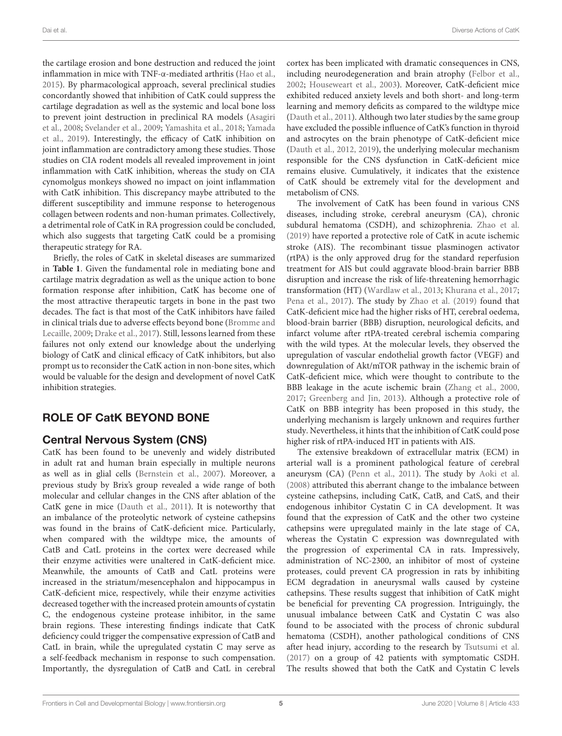the cartilage erosion and bone destruction and reduced the joint inflammation in mice with TNF-α-mediated arthritis (Hao et al., 2015). By pharmacological approach, several preclinical studies concordantly showed that inhibition of CatK could suppress the cartilage degradation as well as the systemic and local bone loss to prevent joint destruction in preclinical RA models (Asagiri et al., 2008; Svelander et al., 2009; Yamashita et al., 2018; Yamada et al., 2019). Interestingly, the efficacy of CatK inhibition on joint inflammation are contradictory among these studies. Those studies on CIA rodent models all revealed improvement in joint inflammation with CatK inhibition, whereas the study on CIA cynomolgus monkeys showed no impact on joint inflammation with CatK inhibition. This discrepancy maybe attributed to the different susceptibility and immune response to heterogenous collagen between rodents and non-human primates. Collectively, a detrimental role of CatK in RA progression could be concluded, which also suggests that targeting CatK could be a promising therapeutic strategy for RA.

Briefly, the roles of CatK in skeletal diseases are summarized in **Table 1**. Given the fundamental role in mediating bone and cartilage matrix degradation as well as the unique action to bone formation response after inhibition, CatK has become one of the most attractive therapeutic targets in bone in the past two decades. The fact is that most of the CatK inhibitors have failed in clinical trials due to adverse effects beyond bone (Bromme and Lecaille, 2009; Drake et al., 2017). Still, lessons learned from these failures not only extend our knowledge about the underlying biology of CatK and clinical efficacy of CatK inhibitors, but also prompt us to reconsider the CatK action in non-bone sites, which would be valuable for the design and development of novel CatK inhibition strategies.

## ROLE OF CatK BEYOND BONE

### Central Nervous System (CNS)

CatK has been found to be unevenly and widely distributed in adult rat and human brain especially in multiple neurons as well as in glial cells (Bernstein et al., 2007). Moreover, a previous study by Brix's group revealed a wide range of both molecular and cellular changes in the CNS after ablation of the CatK gene in mice (Dauth et al., 2011). It is noteworthy that an imbalance of the proteolytic network of cysteine cathepsins was found in the brains of CatK-deficient mice. Particularly, when compared with the wildtype mice, the amounts of CatB and CatL proteins in the cortex were decreased while their enzyme activities were unaltered in CatK-deficient mice. Meanwhile, the amounts of CatB and CatL proteins were increased in the striatum/mesencephalon and hippocampus in CatK-deficient mice, respectively, while their enzyme activities decreased together with the increased protein amounts of cystatin C, the endogenous cysteine protease inhibitor, in the same brain regions. These interesting findings indicate that CatK deficiency could trigger the compensative expression of CatB and CatL in brain, while the upregulated cystatin C may serve as a self-feedback mechanism in response to such compensation. Importantly, the dysregulation of CatB and CatL in cerebral cortex has been implicated with dramatic consequences in CNS, including neurodegeneration and brain atrophy (Felbor et al., 2002; Houseweart et al., 2003). Moreover, CatK-deficient mice exhibited reduced anxiety levels and both short- and long-term learning and memory deficits as compared to the wildtype mice (Dauth et al., 2011). Although two later studies by the same group have excluded the possible influence of CatK's function in thyroid and astrocytes on the brain phenotype of CatK-deficient mice (Dauth et al., 2012, 2019), the underlying molecular mechanism responsible for the CNS dysfunction in CatK-deficient mice remains elusive. Cumulatively, it indicates that the existence of CatK should be extremely vital for the development and metabolism of CNS.

The involvement of CatK has been found in various CNS diseases, including stroke, cerebral aneurysm (CA), chronic subdural hematoma (CSDH), and schizophrenia. Zhao et al. (2019) have reported a protective role of CatK in acute ischemic stroke (AIS). The recombinant tissue plasminogen activator (rtPA) is the only approved drug for the standard reperfusion treatment for AIS but could aggravate blood-brain barrier BBB disruption and increase the risk of life-threatening hemorrhagic transformation (HT) (Wardlaw et al., 2013; Khurana et al., 2017; Pena et al., 2017). The study by Zhao et al. (2019) found that CatK-deficient mice had the higher risks of HT, cerebral oedema, blood-brain barrier (BBB) disruption, neurological deficits, and infarct volume after rtPA-treated cerebral ischemia comparing with the wild types. At the molecular levels, they observed the upregulation of vascular endothelial growth factor (VEGF) and downregulation of Akt/mTOR pathway in the ischemic brain of CatK-deficient mice, which were thought to contribute to the BBB leakage in the acute ischemic brain (Zhang et al., 2000, 2017; Greenberg and Jin, 2013). Although a protective role of CatK on BBB integrity has been proposed in this study, the underlying mechanism is largely unknown and requires further study. Nevertheless, it hints that the inhibition of CatK could pose higher risk of rtPA-induced HT in patients with AIS.

The extensive breakdown of extracellular matrix (ECM) in arterial wall is a prominent pathological feature of cerebral aneurysm (CA) (Penn et al., 2011). The study by Aoki et al. (2008) attributed this aberrant change to the imbalance between cysteine cathepsins, including CatK, CatB, and CatS, and their endogenous inhibitor Cystatin C in CA development. It was found that the expression of CatK and the other two cysteine cathepsins were upregulated mainly in the late stage of CA, whereas the Cystatin C expression was downregulated with the progression of experimental CA in rats. Impressively, administration of NC-2300, an inhibitor of most of cysteine proteases, could prevent CA progression in rats by inhibiting ECM degradation in aneurysmal walls caused by cysteine cathepsins. These results suggest that inhibition of CatK might be beneficial for preventing CA progression. Intriguingly, the unusual imbalance between CatK and Cystatin C was also found to be associated with the process of chronic subdural hematoma (CSDH), another pathological conditions of CNS after head injury, according to the research by Tsutsumi et al. (2017) on a group of 42 patients with symptomatic CSDH. The results showed that both the CatK and Cystatin C levels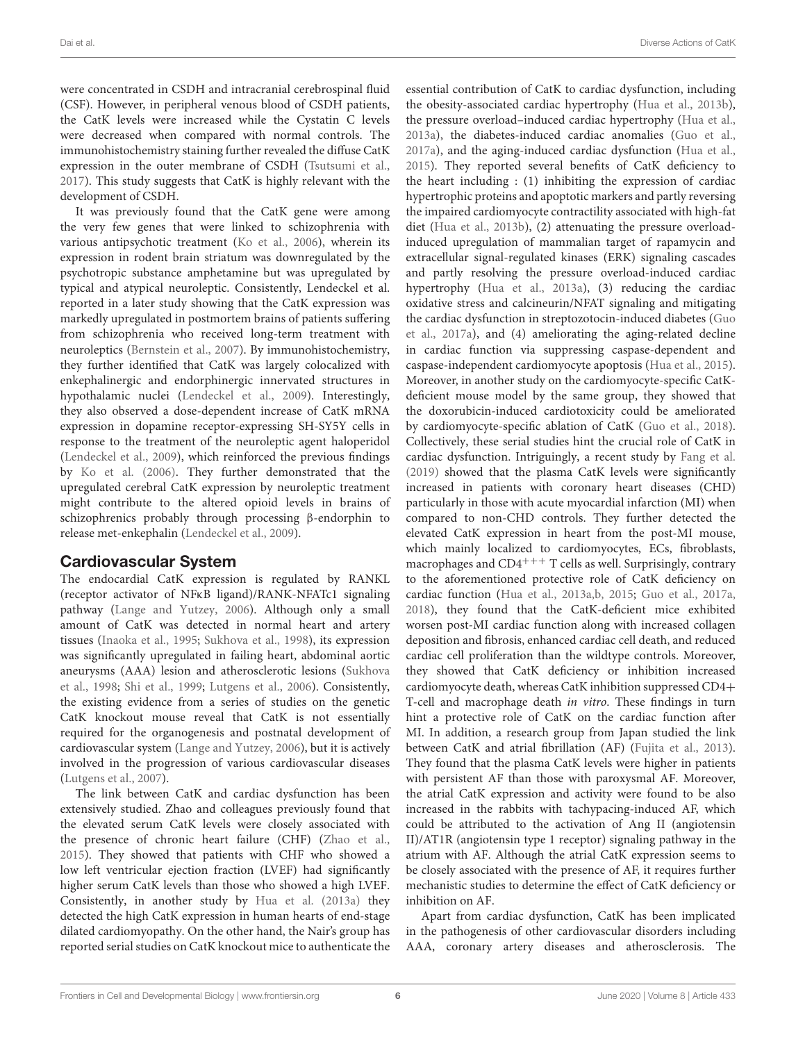were concentrated in CSDH and intracranial cerebrospinal fluid (CSF). However, in peripheral venous blood of CSDH patients, the CatK levels were increased while the Cystatin C levels were decreased when compared with normal controls. The immunohistochemistry staining further revealed the diffuse CatK expression in the outer membrane of CSDH (Tsutsumi et al., 2017). This study suggests that CatK is highly relevant with the development of CSDH.

It was previously found that the CatK gene were among the very few genes that were linked to schizophrenia with various antipsychotic treatment (Ko et al., 2006), wherein its expression in rodent brain striatum was downregulated by the psychotropic substance amphetamine but was upregulated by typical and atypical neuroleptic. Consistently, Lendeckel et al. reported in a later study showing that the CatK expression was markedly upregulated in postmortem brains of patients suffering from schizophrenia who received long-term treatment with neuroleptics (Bernstein et al., 2007). By immunohistochemistry, they further identified that CatK was largely colocalized with enkephalinergic and endorphinergic innervated structures in hypothalamic nuclei (Lendeckel et al., 2009). Interestingly, they also observed a dose-dependent increase of CatK mRNA expression in dopamine receptor-expressing SH-SY5Y cells in response to the treatment of the neuroleptic agent haloperidol (Lendeckel et al., 2009), which reinforced the previous findings by Ko et al. (2006). They further demonstrated that the upregulated cerebral CatK expression by neuroleptic treatment might contribute to the altered opioid levels in brains of schizophrenics probably through processing β-endorphin to release met-enkephalin (Lendeckel et al., 2009).

## Cardiovascular System

The endocardial CatK expression is regulated by RANKL (receptor activator of NFκB ligand)/RANK-NFATc1 signaling pathway (Lange and Yutzey, 2006). Although only a small amount of CatK was detected in normal heart and artery tissues (Inaoka et al., 1995; Sukhova et al., 1998), its expression was significantly upregulated in failing heart, abdominal aortic aneurysms (AAA) lesion and atherosclerotic lesions (Sukhova et al., 1998; Shi et al., 1999; Lutgens et al., 2006). Consistently, the existing evidence from a series of studies on the genetic CatK knockout mouse reveal that CatK is not essentially required for the organogenesis and postnatal development of cardiovascular system (Lange and Yutzey, 2006), but it is actively involved in the progression of various cardiovascular diseases (Lutgens et al., 2007).

The link between CatK and cardiac dysfunction has been extensively studied. Zhao and colleagues previously found that the elevated serum CatK levels were closely associated with the presence of chronic heart failure (CHF) (Zhao et al., 2015). They showed that patients with CHF who showed a low left ventricular ejection fraction (LVEF) had significantly higher serum CatK levels than those who showed a high LVEF. Consistently, in another study by Hua et al. (2013a) they detected the high CatK expression in human hearts of end-stage dilated cardiomyopathy. On the other hand, the Nair's group has reported serial studies on CatK knockout mice to authenticate the essential contribution of CatK to cardiac dysfunction, including the obesity-associated cardiac hypertrophy (Hua et al., 2013b), the pressure overload–induced cardiac hypertrophy (Hua et al., 2013a), the diabetes-induced cardiac anomalies (Guo et al., 2017a), and the aging-induced cardiac dysfunction (Hua et al., 2015). They reported several benefits of CatK deficiency to the heart including : (1) inhibiting the expression of cardiac hypertrophic proteins and apoptotic markers and partly reversing the impaired cardiomyocyte contractility associated with high-fat diet (Hua et al., 2013b), (2) attenuating the pressure overload-induced upregulation of mammalian target of rapamycin and extracellular signal-regulated kinases (ERK) signaling cascades and partly resolving the pressure overload-induced cardiac hypertrophy (Hua et al., 2013a), (3) reducing the cardiac oxidative stress and calcineurin/NFAT signaling and mitigating the cardiac dysfunction in streptozotocin-induced diabetes (Guo et al., 2017a), and (4) ameliorating the aging-related decline in cardiac function via suppressing caspase-dependent and caspase-independent cardiomyocyte apoptosis (Hua et al., 2015). Moreover, in another study on the cardiomyocyte-specific CatK-deficient mouse model by the same group, they showed that the doxorubicin-induced cardiotoxicity could be ameliorated by cardiomyocyte-specific ablation of CatK (Guo et al., 2018). Collectively, these serial studies hint the crucial role of CatK in cardiac dysfunction. Intriguingly, a recent study by Fang et al. (2019) showed that the plasma CatK levels were significantly increased in patients with coronary heart diseases (CHD) particularly in those with acute myocardial infarction (MI) when compared to non-CHD controls. They further detected the elevated CatK expression in heart from the post-MI mouse, which mainly localized to cardiomyocytes, ECs, fibroblasts, macrophages and $CD4^{+++}$ T cells as well. Surprisingly, contrary to the aforementioned protective role of CatK deficiency on cardiac function (Hua et al., 2013a,b, 2015; Guo et al., 2017a, 2018), they found that the CatK-deficient mice exhibited worsen post-MI cardiac function along with increased collagen deposition and fibrosis, enhanced cardiac cell death, and reduced cardiac cell proliferation than the wildtype controls. Moreover, they showed that CatK deficiency or inhibition increased cardiomyocyte death, whereas CatK inhibition suppressed CD4+ T-cell and macrophage death *in vitro*. These findings in turn hint a protective role of CatK on the cardiac function after MI. In addition, a research group from Japan studied the link between CatK and atrial fibrillation (AF) (Fujita et al., 2013). They found that the plasma CatK levels were higher in patients with persistent AF than those with paroxysmal AF. Moreover, the atrial CatK expression and activity were found to be also increased in the rabbits with tachypacing-induced AF, which could be attributed to the activation of Ang II (angiotensin II)/AT1R (angiotensin type 1 receptor) signaling pathway in the atrium with AF. Although the atrial CatK expression seems to be closely associated with the presence of AF, it requires further mechanistic studies to determine the effect of CatK deficiency or inhibition on AF.

Apart from cardiac dysfunction, CatK has been implicated in the pathogenesis of other cardiovascular disorders including AAA, coronary artery diseases and atherosclerosis. The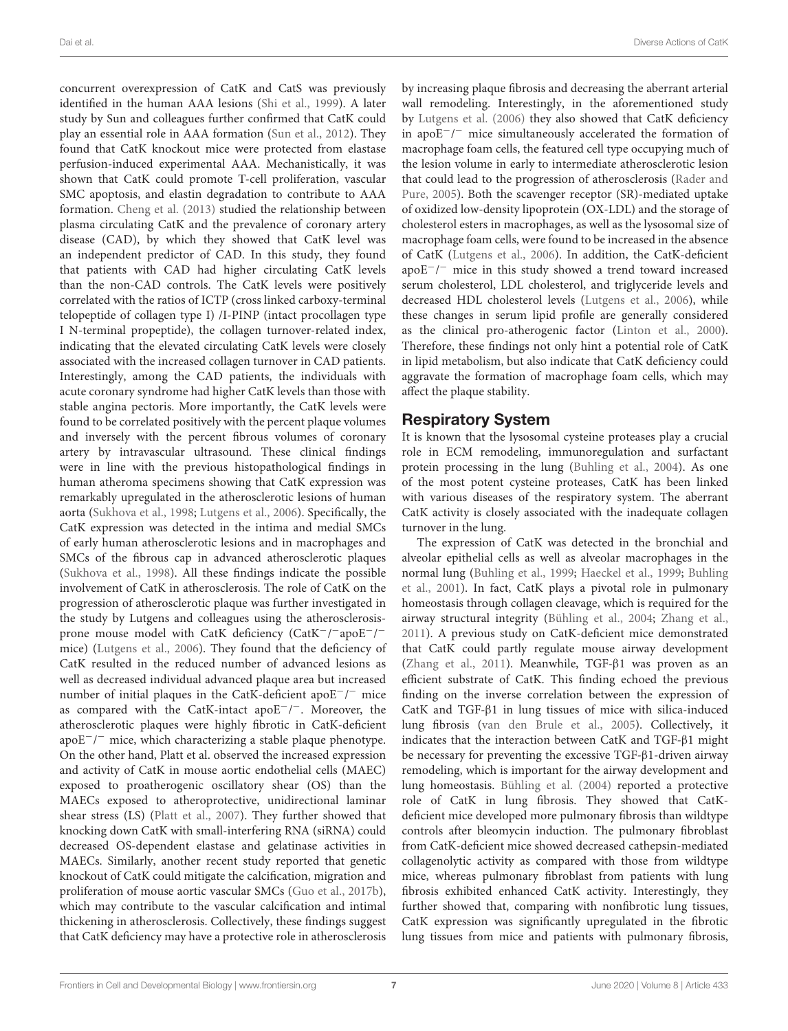concurrent overexpression of CatK and CatS was previously identified in the human AAA lesions (Shi et al., 1999). A later study by Sun and colleagues further confirmed that CatK could play an essential role in AAA formation (Sun et al., 2012). They found that CatK knockout mice were protected from elastase perfusion-induced experimental AAA. Mechanistically, it was shown that CatK could promote T-cell proliferation, vascular SMC apoptosis, and elastin degradation to contribute to AAA formation. Cheng et al. (2013) studied the relationship between plasma circulating CatK and the prevalence of coronary artery disease (CAD), by which they showed that CatK level was an independent predictor of CAD. In this study, they found that patients with CAD had higher circulating CatK levels than the non-CAD controls. The CatK levels were positively correlated with the ratios of ICTP (cross linked carboxy-terminal telopeptide of collagen type I) /I-PINP (intact procollagen type I N-terminal propeptide), the collagen turnover-related index, indicating that the elevated circulating CatK levels were closely associated with the increased collagen turnover in CAD patients. Interestingly, among the CAD patients, the individuals with acute coronary syndrome had higher CatK levels than those with stable angina pectoris. More importantly, the CatK levels were found to be correlated positively with the percent plaque volumes and inversely with the percent fibrous volumes of coronary artery by intravascular ultrasound. These clinical findings were in line with the previous histopathological findings in human atheroma specimens showing that CatK expression was remarkably upregulated in the atherosclerotic lesions of human aorta (Sukhova et al., 1998; Lutgens et al., 2006). Specifically, the CatK expression was detected in the intima and medial SMCs of early human atherosclerotic lesions and in macrophages and SMCs of the fibrous cap in advanced atherosclerotic plaques (Sukhova et al., 1998). All these findings indicate the possible involvement of CatK in atherosclerosis. The role of CatK on the progression of atherosclerotic plaque was further investigated in the study by Lutgens and colleagues using the atherosclerosis-prone mouse model with CatK deficiency (CatK$^{-/-}$apoE$^{-/-}$ mice) (Lutgens et al., 2006). They found that the deficiency of CatK resulted in the reduced number of advanced lesions as well as decreased individual advanced plaque area but increased number of initial plaques in the CatK-deficient apoE$^{-/-}$ mice as compared with the CatK-intact apoE$^{-/-}$. Moreover, the atherosclerotic plaques were highly fibrotic in CatK-deficient apoE$^{-/-}$ mice, which characterizing a stable plaque phenotype. On the other hand, Platt et al. observed the increased expression and activity of CatK in mouse aortic endothelial cells (MAEC) exposed to proatherogenic oscillatory shear (OS) than the MAECs exposed to atheroprotective, unidirectional laminar shear stress (LS) (Platt et al., 2007). They further showed that knocking down CatK with small-interfering RNA (siRNA) could decreased OS-dependent elastase and gelatinase activities in MAECs. Similarly, another recent study reported that genetic knockout of CatK could mitigate the calcification, migration and proliferation of mouse aortic vascular SMCs (Guo et al., 2017b), which may contribute to the vascular calcification and intimal thickening in atherosclerosis. Collectively, these findings suggest that CatK deficiency may have a protective role in atherosclerosis by increasing plaque fibrosis and decreasing the aberrant arterial wall remodeling. Interestingly, in the aforementioned study by Lutgens et al. (2006) they also showed that CatK deficiency in apoE$^{-/-}$ mice simultaneously accelerated the formation of macrophage foam cells, the featured cell type occupying much of the lesion volume in early to intermediate atherosclerotic lesion that could lead to the progression of atherosclerosis (Rader and Pure, 2005). Both the scavenger receptor (SR)-mediated uptake of oxidized low-density lipoprotein (OX-LDL) and the storage of cholesterol esters in macrophages, as well as the lysosomal size of macrophage foam cells, were found to be increased in the absence of CatK (Lutgens et al., 2006). In addition, the CatK-deficient apoE$^{-/-}$ mice in this study showed a trend toward increased serum cholesterol, LDL cholesterol, and triglyceride levels and decreased HDL cholesterol levels (Lutgens et al., 2006), while these changes in serum lipid profile are generally considered as the clinical pro-atherogenic factor (Linton et al., 2000). Therefore, these findings not only hint a potential role of CatK in lipid metabolism, but also indicate that CatK deficiency could aggravate the formation of macrophage foam cells, which may affect the plaque stability.

## Respiratory System

It is known that the lysosomal cysteine proteases play a crucial role in ECM remodeling, immunoregulation and surfactant protein processing in the lung (Buhling et al., 2004). As one of the most potent cysteine proteases, CatK has been linked with various diseases of the respiratory system. The aberrant CatK activity is closely associated with the inadequate collagen turnover in the lung.

The expression of CatK was detected in the bronchial and alveolar epithelial cells as well as alveolar macrophages in the normal lung (Buhling et al., 1999; Haeckel et al., 1999; Buhling et al., 2001). In fact, CatK plays a pivotal role in pulmonary homeostasis through collagen cleavage, which is required for the airway structural integrity (Bühling et al., 2004; Zhang et al., 2011). A previous study on CatK-deficient mice demonstrated that CatK could partly regulate mouse airway development (Zhang et al., 2011). Meanwhile, TGF-β1 was proven as an efficient substrate of CatK. This finding echoed the previous finding on the inverse correlation between the expression of CatK and TGF-β1 in lung tissues of mice with silica-induced lung fibrosis (van den Brule et al., 2005). Collectively, it indicates that the interaction between CatK and TGF-β1 might be necessary for preventing the excessive TGF-β1-driven airway remodeling, which is important for the airway development and lung homeostasis. Bühling et al. (2004) reported a protective role of CatK in lung fibrosis. They showed that CatK-deficient mice developed more pulmonary fibrosis than wildtype controls after bleomycin induction. The pulmonary fibroblast from CatK-deficient mice showed decreased cathepsin-mediated collagenolytic activity as compared with those from wildtype mice, whereas pulmonary fibroblast from patients with lung fibrosis exhibited enhanced CatK activity. Interestingly, they further showed that, comparing with nonfibrotic lung tissues, CatK expression was significantly upregulated in the fibrotic lung tissues from mice and patients with pulmonary fibrosis,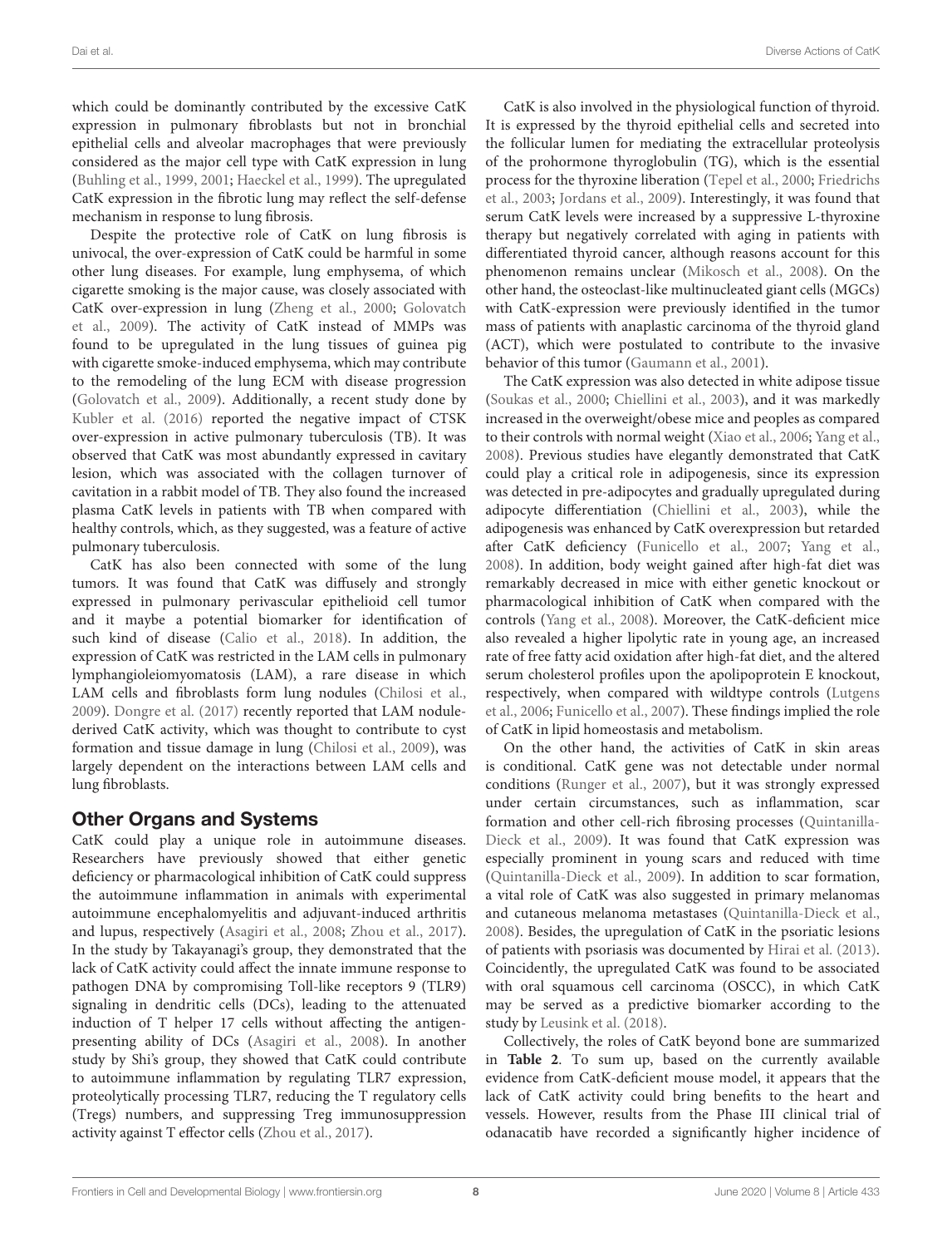which could be dominantly contributed by the excessive CatK expression in pulmonary fibroblasts but not in bronchial epithelial cells and alveolar macrophages that were previously considered as the major cell type with CatK expression in lung (Buhling et al., 1999, 2001; Haeckel et al., 1999). The upregulated CatK expression in the fibrotic lung may reflect the self-defense mechanism in response to lung fibrosis.

Despite the protective role of CatK on lung fibrosis is univocal, the over-expression of CatK could be harmful in some other lung diseases. For example, lung emphysema, of which cigarette smoking is the major cause, was closely associated with CatK over-expression in lung (Zheng et al., 2000; Golovatch et al., 2009). The activity of CatK instead of MMPs was found to be upregulated in the lung tissues of guinea pig with cigarette smoke-induced emphysema, which may contribute to the remodeling of the lung ECM with disease progression (Golovatch et al., 2009). Additionally, a recent study done by Kubler et al. (2016) reported the negative impact of CTSK over-expression in active pulmonary tuberculosis (TB). It was observed that CatK was most abundantly expressed in cavitary lesion, which was associated with the collagen turnover of cavitation in a rabbit model of TB. They also found the increased plasma CatK levels in patients with TB when compared with healthy controls, which, as they suggested, was a feature of active pulmonary tuberculosis.

CatK has also been connected with some of the lung tumors. It was found that CatK was diffusely and strongly expressed in pulmonary perivascular epithelioid cell tumor and it maybe a potential biomarker for identification of such kind of disease (Calio et al., 2018). In addition, the expression of CatK was restricted in the LAM cells in pulmonary lymphangioleiomyomatosis (LAM), a rare disease in which LAM cells and fibroblasts form lung nodules (Chilosi et al., 2009). Dongre et al. (2017) recently reported that LAM nodule-derived CatK activity, which was thought to contribute to cyst formation and tissue damage in lung (Chilosi et al., 2009), was largely dependent on the interactions between LAM cells and lung fibroblasts.

## Other Organs and Systems

CatK could play a unique role in autoimmune diseases. Researchers have previously showed that either genetic deficiency or pharmacological inhibition of CatK could suppress the autoimmune inflammation in animals with experimental autoimmune encephalomyelitis and adjuvant-induced arthritis and lupus, respectively (Asagiri et al., 2008; Zhou et al., 2017). In the study by Takayanagi's group, they demonstrated that the lack of CatK activity could affect the innate immune response to pathogen DNA by compromising Toll-like receptors 9 (TLR9) signaling in dendritic cells (DCs), leading to the attenuated induction of T helper 17 cells without affecting the antigen-presenting ability of DCs (Asagiri et al., 2008). In another study by Shi's group, they showed that CatK could contribute to autoimmune inflammation by regulating TLR7 expression, proteolytically processing TLR7, reducing the T regulatory cells (Tregs) numbers, and suppressing Treg immunosuppression activity against T effector cells (Zhou et al., 2017).

CatK is also involved in the physiological function of thyroid. It is expressed by the thyroid epithelial cells and secreted into the follicular lumen for mediating the extracellular proteolysis of the prohormone thyroglobulin (TG), which is the essential process for the thyroxine liberation (Tepel et al., 2000; Friedrichs et al., 2003; Jordans et al., 2009). Interestingly, it was found that serum CatK levels were increased by a suppressive L-thyroxine therapy but negatively correlated with aging in patients with differentiated thyroid cancer, although reasons account for this phenomenon remains unclear (Mikosch et al., 2008). On the other hand, the osteoclast-like multinucleated giant cells (MGCs) with CatK-expression were previously identified in the tumor mass of patients with anaplastic carcinoma of the thyroid gland (ACT), which were postulated to contribute to the invasive behavior of this tumor (Gaumann et al., 2001).

The CatK expression was also detected in white adipose tissue (Soukas et al., 2000; Chiellini et al., 2003), and it was markedly increased in the overweight/obese mice and peoples as compared to their controls with normal weight (Xiao et al., 2006; Yang et al., 2008). Previous studies have elegantly demonstrated that CatK could play a critical role in adipogenesis, since its expression was detected in pre-adipocytes and gradually upregulated during adipocyte differentiation (Chiellini et al., 2003), while the adipogenesis was enhanced by CatK overexpression but retarded after CatK deficiency (Funicello et al., 2007; Yang et al., 2008). In addition, body weight gained after high-fat diet was remarkably decreased in mice with either genetic knockout or pharmacological inhibition of CatK when compared with the controls (Yang et al., 2008). Moreover, the CatK-deficient mice also revealed a higher lipolytic rate in young age, an increased rate of free fatty acid oxidation after high-fat diet, and the altered serum cholesterol profiles upon the apolipoprotein E knockout, respectively, when compared with wildtype controls (Lutgens et al., 2006; Funicello et al., 2007). These findings implied the role of CatK in lipid homeostasis and metabolism.

On the other hand, the activities of CatK in skin areas is conditional. CatK gene was not detectable under normal conditions (Runger et al., 2007), but it was strongly expressed under certain circumstances, such as inflammation, scar formation and other cell-rich fibrosing processes (Quintanilla-Dieck et al., 2009). It was found that CatK expression was especially prominent in young scars and reduced with time (Quintanilla-Dieck et al., 2009). In addition to scar formation, a vital role of CatK was also suggested in primary melanomas and cutaneous melanoma metastases (Quintanilla-Dieck et al., 2008). Besides, the upregulation of CatK in the psoriatic lesions of patients with psoriasis was documented by Hirai et al. (2013). Coincidently, the upregulated CatK was found to be associated with oral squamous cell carcinoma (OSCC), in which CatK may be served as a predictive biomarker according to the study by Leusink et al. (2018).

Collectively, the roles of CatK beyond bone are summarized in **Table 2**. To sum up, based on the currently available evidence from CatK-deficient mouse model, it appears that the lack of CatK activity could bring benefits to the heart and vessels. However, results from the Phase III clinical trial of odanacatib have recorded a significantly higher incidence of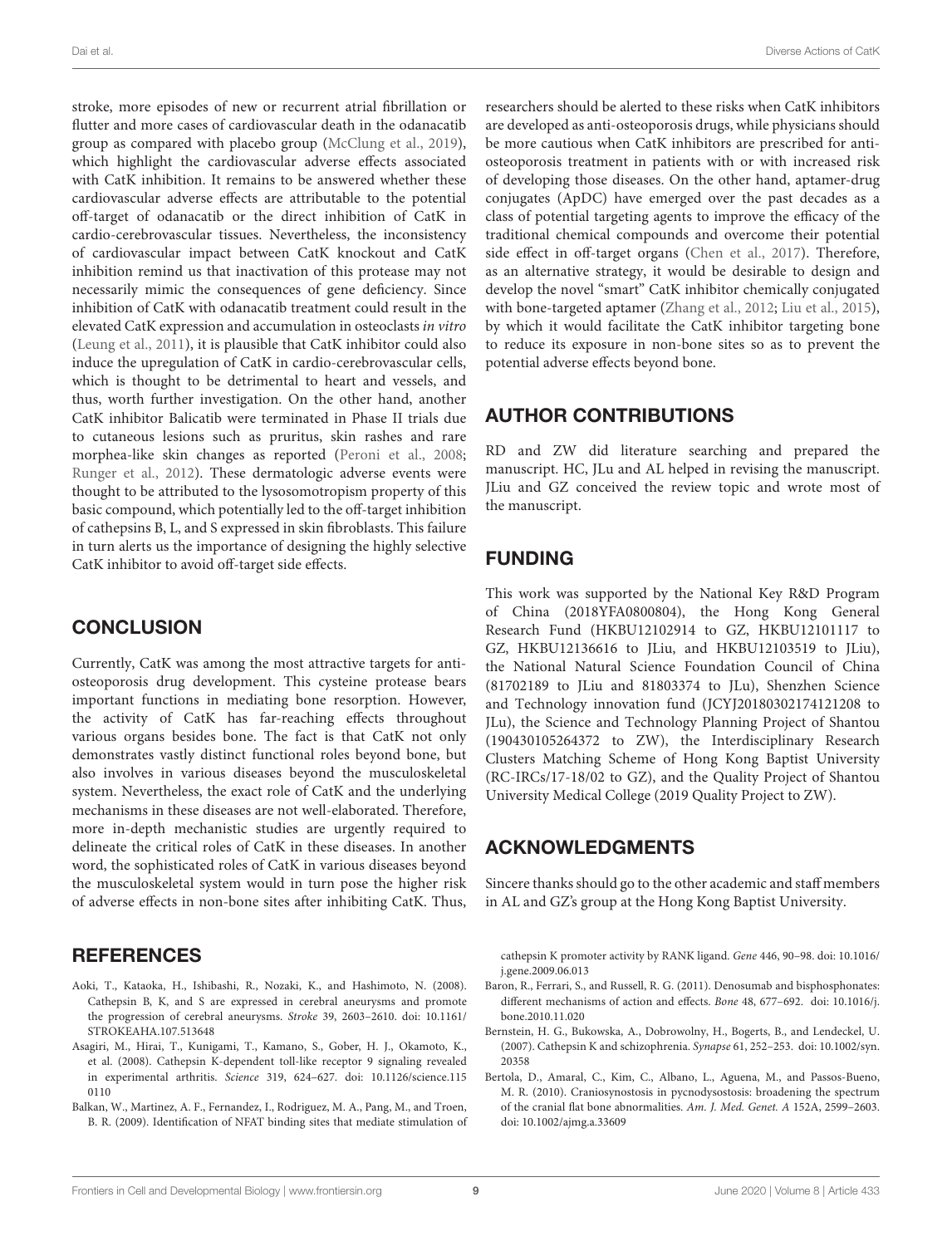stroke, more episodes of new or recurrent atrial fibrillation or flutter and more cases of cardiovascular death in the odanacatib group as compared with placebo group (McClung et al., 2019), which highlight the cardiovascular adverse effects associated with CatK inhibition. It remains to be answered whether these cardiovascular adverse effects are attributable to the potential off-target of odanacatib or the direct inhibition of CatK in cardio-cerebrovascular tissues. Nevertheless, the inconsistency of cardiovascular impact between CatK knockout and CatK inhibition remind us that inactivation of this protease may not necessarily mimic the consequences of gene deficiency. Since inhibition of CatK with odanacatib treatment could result in the elevated CatK expression and accumulation in osteoclasts *in vitro* (Leung et al., 2011), it is plausible that CatK inhibitor could also induce the upregulation of CatK in cardio-cerebrovascular cells, which is thought to be detrimental to heart and vessels, and thus, worth further investigation. On the other hand, another CatK inhibitor Balicatib were terminated in Phase II trials due to cutaneous lesions such as pruritus, skin rashes and rare morphea-like skin changes as reported (Peroni et al., 2008; Runger et al., 2012). These dermatologic adverse events were thought to be attributed to the lysosomotropism property of this basic compound, which potentially led to the off-target inhibition of cathepsins B, L, and S expressed in skin fibroblasts. This failure in turn alerts us the importance of designing the highly selective CatK inhibitor to avoid off-target side effects.

## CONCLUSION

Currently, CatK was among the most attractive targets for anti-osteoporosis drug development. This cysteine protease bears important functions in mediating bone resorption. However, the activity of CatK has far-reaching effects throughout various organs besides bone. The fact is that CatK not only demonstrates vastly distinct functional roles beyond bone, but also involves in various diseases beyond the musculoskeletal system. Nevertheless, the exact role of CatK and the underlying mechanisms in these diseases are not well-elaborated. Therefore, more in-depth mechanistic studies are urgently required to delineate the critical roles of CatK in these diseases. In another word, the sophisticated roles of CatK in various diseases beyond the musculoskeletal system would in turn pose the higher risk of adverse effects in non-bone sites after inhibiting CatK. Thus, researchers should be alerted to these risks when CatK inhibitors are developed as anti-osteoporosis drugs, while physicians should be more cautious when CatK inhibitors are prescribed for anti-osteoporosis treatment in patients with or with increased risk of developing those diseases. On the other hand, aptamer-drug conjugates (ApDC) have emerged over the past decades as a class of potential targeting agents to improve the efficacy of the traditional chemical compounds and overcome their potential side effect in off-target organs (Chen et al., 2017). Therefore, as an alternative strategy, it would be desirable to design and develop the novel "smart" CatK inhibitor chemically conjugated with bone-targeted aptamer (Zhang et al., 2012; Liu et al., 2015), by which it would facilitate the CatK inhibitor targeting bone to reduce its exposure in non-bone sites so as to prevent the potential adverse effects beyond bone.

## AUTHOR CONTRIBUTIONS

RD and ZW did literature searching and prepared the manuscript. HC, JLu and AL helped in revising the manuscript. JLiu and GZ conceived the review topic and wrote most of the manuscript.

## FUNDING

This work was supported by the National Key R&D Program of China (2018YFA0800804), the Hong Kong General Research Fund (HKBU12102914 to GZ, HKBU12101117 to GZ, HKBU12136616 to JLiu, and HKBU12103519 to JLiu), the National Natural Science Foundation Council of China (81702189 to JLiu and 81803374 to JLu), Shenzhen Science and Technology innovation fund (JCYJ20180302174121208 to JLu), the Science and Technology Planning Project of Shantou (190430105264372 to ZW), the Interdisciplinary Research Clusters Matching Scheme of Hong Kong Baptist University (RC-IRCs/17-18/02 to GZ), and the Quality Project of Shantou University Medical College (2019 Quality Project to ZW).

## ACKNOWLEDGMENTS

Sincere thanks should go to the other academic and staff members in AL and GZ's group at the Hong Kong Baptist University.

## REFERENCES

Aoki, T., Kataoka, H., Ishibashi, R., Nozaki, K., and Hashimoto, N. (2008). Cathepsin B, K, and S are expressed in cerebral aneurysms and promote the progression of cerebral aneurysms. *Stroke* 39, 2603–2610. doi: 10.1161/STROKEAHA.107.513648

Asagiri, M., Hirai, T., Kunigami, T., Kamano, S., Gober, H. J., Okamoto, K., et al. (2008). Cathepsin K-dependent toll-like receptor 9 signaling revealed in experimental arthritis. *Science* 319, 624–627. doi: 10.1126/science.1150110

Balkan, W., Martinez, A. F., Fernandez, I., Rodriguez, M. A., Pang, M., and Troen, B. R. (2009). Identification of NFAT binding sites that mediate stimulation of cathepsin K promoter activity by RANK ligand. *Gene* 446, 90–98. doi: 10.1016/j.gene.2009.06.013

Baron, R., Ferrari, S., and Russell, R. G. (2011). Denosumab and bisphosphonates: different mechanisms of action and effects. *Bone* 48, 677–692. doi: 10.1016/j.bone.2010.11.020

Bernstein, H. G., Bukowska, A., Dobrowolny, H., Bogerts, B., and Lendeckel, U. (2007). Cathepsin K and schizophrenia. *Synapse* 61, 252–253. doi: 10.1002/syn.20358

Bertola, D., Amaral, C., Kim, C., Albano, L., Aguena, M., and Passos-Bueno, M. R. (2010). Craniosynostosis in pycnodysostosis: broadening the spectrum of the cranial flat bone abnormalities. *Am. J. Med. Genet. A* 152A, 2599–2603. doi: 10.1002/ajmg.a.33609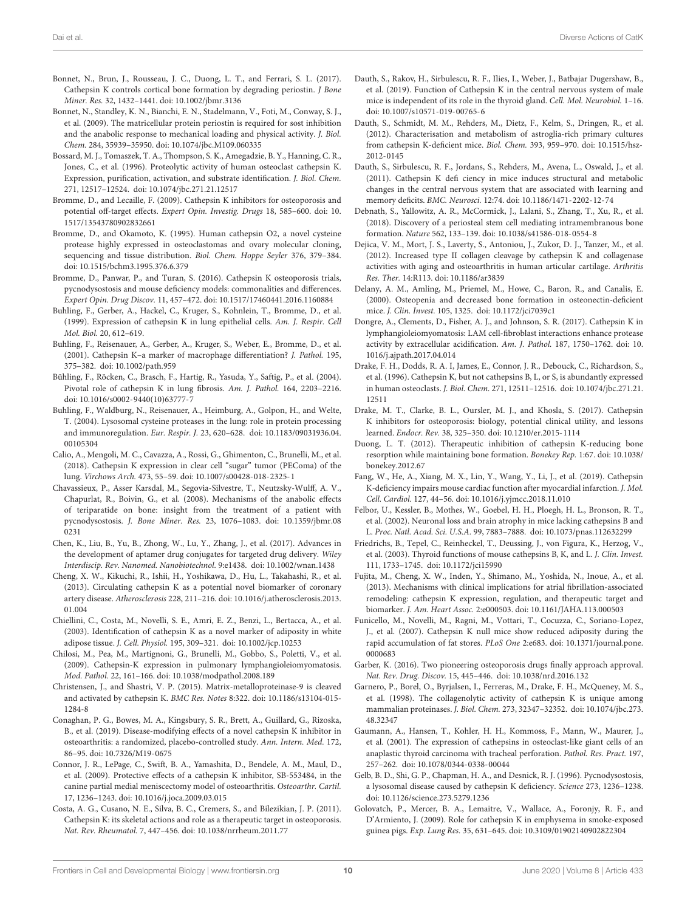Bonnet, N., Brun, J., Rousseau, J. C., Duong, L. T., and Ferrari, S. L. (2017). Cathepsin K controls cortical bone formation by degrading periostin. *J Bone Miner. Res.* 32, 1432–1441. doi: 10.1002/jbmr.3136

Bonnet, N., Standley, K. N., Bianchi, E. N., Stadelmann, V., Foti, M., Conway, S. J., et al. (2009). The matricellular protein periostin is required for sost inhibition and the anabolic response to mechanical loading and physical activity. *J. Biol. Chem.* 284, 35939–35950. doi: 10.1074/jbc.M109.060335

Bossard, M. J., Tomaszek, T. A., Thompson, S. K., Amegadzie, B. Y., Hanning, C. R., Jones, C., et al. (1996). Proteolytic activity of human osteoclast cathepsin K. Expression, purification, activation, and substrate identification. *J. Biol. Chem.* 271, 12517–12524. doi: 10.1074/jbc.271.21.12517

Bromme, D., and Lecaille, F. (2009). Cathepsin K inhibitors for osteoporosis and potential off-target effects. *Expert Opin. Investig. Drugs* 18, 585–600. doi: 10.1517/13543780902832661

Bromme, D., and Okamoto, K. (1995). Human cathepsin O2, a novel cysteine protease highly expressed in osteoclastomas and ovary molecular cloning, sequencing and tissue distribution. *Biol. Chem. Hoppe Seyler* 376, 379–384. doi: 10.1515/bchm3.1995.376.6.379

Bromme, D., Panwar, P., and Turan, S. (2016). Cathepsin K osteoporosis trials, pycnodysostosis and mouse deficiency models: commonalities and differences. *Expert Opin. Drug Discov.* 11, 457–472. doi: 10.1517/17460441.2016.1160884

Buhling, F., Gerber, A., Hackel, C., Kruger, S., Kohnlein, T., Bromme, D., et al. (1999). Expression of cathepsin K in lung epithelial cells. *Am. J. Respir. Cell Mol. Biol.* 20, 612–619.

Buhling, F., Reisenauer, A., Gerber, A., Kruger, S., Weber, E., Bromme, D., et al. (2001). Cathepsin K–a marker of macrophage differentiation? *J. Pathol.* 195, 375–382. doi: 10.1002/path.959

Bühling, F., Röcken, C., Brasch, F., Hartig, R., Yasuda, Y., Saftig, P., et al. (2004). Pivotal role of cathepsin K in lung fibrosis. *Am. J. Pathol.* 164, 2203–2216. doi: 10.1016/s0002-9440(10)63777-7

Buhling, F., Waldburg, N., Reisenauer, A., Heimburg, A., Golpon, H., and Welte, T. (2004). Lysosomal cysteine proteases in the lung: role in protein processing and immunoregulation. *Eur. Respir. J.* 23, 620–628. doi: 10.1183/09031936.04.00105304

Calio, A., Mengoli, M. C., Cavazza, A., Rossi, G., Ghimenton, C., Brunelli, M., et al. (2018). Cathepsin K expression in clear cell "sugar" tumor (PEComa) of the lung. *Virchows Arch.* 473, 55–59. doi: 10.1007/s00428-018-2325-1

Chavassieux, P., Asser Karsdal, M., Segovia-Silvestre, T., Neutzsky-Wulff, A. V., Chapurlat, R., Boivin, G., et al. (2008). Mechanisms of the anabolic effects of teriparatide on bone: insight from the treatment of a patient with pycnodysostosis. *J. Bone Miner. Res.* 23, 1076–1083. doi: 10.1359/jbmr.080231

Chen, K., Liu, B., Yu, B., Zhong, W., Lu, Y., Zhang, J., et al. (2017). Advances in the development of aptamer drug conjugates for targeted drug delivery. *Wiley Interdiscip. Rev. Nanomed. Nanobiotechnol.* 9:e1438. doi: 10.1002/wnan.1438

Cheng, X. W., Kikuchi, R., Ishii, H., Yoshikawa, D., Hu, L., Takahashi, R., et al. (2013). Circulating cathepsin K as a potential novel biomarker of coronary artery disease. *Atherosclerosis* 228, 211–216. doi: 10.1016/j.atherosclerosis.2013.01.004

Chiellini, C., Costa, M., Novelli, S. E., Amri, E. Z., Benzi, L., Bertacca, A., et al. (2003). Identification of cathepsin K as a novel marker of adiposity in white adipose tissue. *J. Cell. Physiol.* 195, 309–321. doi: 10.1002/jcp.10253

Chilosi, M., Pea, M., Martignoni, G., Brunelli, M., Gobbo, S., Poletti, V., et al. (2009). Cathepsin-K expression in pulmonary lymphangioleiomyomatosis. *Mod. Pathol.* 22, 161–166. doi: 10.1038/modpathol.2008.189

Christensen, J., and Shastri, V. P. (2015). Matrix-metalloproteinase-9 is cleaved and activated by cathepsin K. *BMC Res. Notes* 8:322. doi: 10.1186/s13104-015-1284-8

Conaghan, P. G., Bowes, M. A., Kingsbury, S. R., Brett, A., Guillard, G., Rizoska, B., et al. (2019). Disease-modifying effects of a novel cathepsin K inhibitor in osteoarthritis: a randomized, placebo-controlled study. *Ann. Intern. Med.* 172, 86–95. doi: 10.7326/M19-0675

Connor, J. R., LePage, C., Swift, B. A., Yamashita, D., Bendele, A. M., Maul, D., et al. (2009). Protective effects of a cathepsin K inhibitor, SB-553484, in the canine partial medial meniscectomy model of osteoarthritis. *Osteoarthr. Cartil.* 17, 1236–1243. doi: 10.1016/j.joca.2009.03.015

Costa, A. G., Cusano, N. E., Silva, B. C., Cremers, S., and Bilezikian, J. P. (2011). Cathepsin K: its skeletal actions and role as a therapeutic target in osteoporosis. *Nat. Rev. Rheumatol.* 7, 447–456. doi: 10.1038/nrrheum.2011.77

Dauth, S., Rakov, H., Sirbulescu, R. F., Ilies, I., Weber, J., Batbajar Dugershaw, B., et al. (2019). Function of Cathepsin K in the central nervous system of male mice is independent of its role in the thyroid gland. *Cell. Mol. Neurobiol.* 1–16. doi: 10.1007/s10571-019-00765-6

Dauth, S., Schmidt, M. M., Rehders, M., Dietz, F., Kelm, S., Dringen, R., et al. (2012). Characterisation and metabolism of astroglia-rich primary cultures from cathepsin K-deficient mice. *Biol. Chem.* 393, 959–970. doi: 10.1515/hsz-2012-0145

Dauth, S., Sirbulescu, R. F., Jordans, S., Rehders, M., Avena, L., Oswald, J., et al. (2011). Cathepsin K defi ciency in mice induces structural and metabolic changes in the central nervous system that are associated with learning and memory deficits. *BMC. Neurosci.* 12:74. doi: 10.1186/1471-2202-12-74

Debnath, S., Yallowitz, A. R., McCormick, J., Lalani, S., Zhang, T., Xu, R., et al. (2018). Discovery of a periosteal stem cell mediating intramembranous bone formation. *Nature* 562, 133–139. doi: 10.1038/s41586-018-0554-8

Dejica, V. M., Mort, J. S., Laverty, S., Antoniou, J., Zukor, D. J., Tanzer, M., et al. (2012). Increased type II collagen cleavage by cathepsin K and collagenase activities with aging and osteoarthritis in human articular cartilage. *Arthritis Res. Ther.* 14:R113. doi: 10.1186/ar3839

Delany, A. M., Amling, M., Priemel, M., Howe, C., Baron, R., and Canalis, E. (2000). Osteopenia and decreased bone formation in osteonectin-deficient mice. *J. Clin. Invest.* 105, 1325. doi: 10.1172/jci7039c1

Dongre, A., Clements, D., Fisher, A. J., and Johnson, S. R. (2017). Cathepsin K in lymphangioleiomyomatosis: LAM cell-fibroblast interactions enhance protease activity by extracellular acidification. *Am. J. Pathol.* 187, 1750–1762. doi: 10.1016/j.ajpath.2017.04.014

Drake, F. H., Dodds, R. A. I, James, E., Connor, J. R., Debouck, C., Richardson, S., et al. (1996). Cathepsin K, but not cathepsins B, L, or S, is abundantly expressed in human osteoclasts. *J. Biol. Chem.* 271, 12511–12516. doi: 10.1074/jbc.271.21.12511

Drake, M. T., Clarke, B. L., Oursler, M. J., and Khosla, S. (2017). Cathepsin K inhibitors for osteoporosis: biology, potential clinical utility, and lessons learned. *Endocr. Rev.* 38, 325–350. doi: 10.1210/er.2015-1114

Duong, L. T. (2012). Therapeutic inhibition of cathepsin K-reducing bone resorption while maintaining bone formation. *Bonekey Rep.* 1:67. doi: 10.1038/bonekey.2012.67

Fang, W., He, A., Xiang, M. X., Lin, Y., Wang, Y., Li, J., et al. (2019). Cathepsin K-deficiency impairs mouse cardiac function after myocardial infarction. *J. Mol. Cell. Cardiol.* 127, 44–56. doi: 10.1016/j.yjmcc.2018.11.010

Felbor, U., Kessler, B., Mothes, W., Goebel, H. H., Ploegh, H. L., Bronson, R. T., et al. (2002). Neuronal loss and brain atrophy in mice lacking cathepsins B and L. *Proc. Natl. Acad. Sci. U.S.A.* 99, 7883–7888. doi: 10.1073/pnas.112632299

Friedrichs, B., Tepel, C., Reinheckel, T., Deussing, J., von Figura, K., Herzog, V., et al. (2003). Thyroid functions of mouse cathepsins B, K, and L. *J. Clin. Invest.* 111, 1733–1745. doi: 10.1172/jci15990

Fujita, M., Cheng, X. W., Inden, Y., Shimano, M., Yoshida, N., Inoue, A., et al. (2013). Mechanisms with clinical implications for atrial fibrillation-associated remodeling: cathepsin K expression, regulation, and therapeutic target and biomarker. *J. Am. Heart Assoc.* 2:e000503. doi: 10.1161/JAHA.113.000503

Funicello, M., Novelli, M., Ragni, M., Vottari, T., Cocuzza, C., Soriano-Lopez, J., et al. (2007). Cathepsin K null mice show reduced adiposity during the rapid accumulation of fat stores. *PLoS One* 2:e683. doi: 10.1371/journal.pone.0000683

Garber, K. (2016). Two pioneering osteoporosis drugs finally approach approval. *Nat. Rev. Drug. Discov.* 15, 445–446. doi: 10.1038/nrd.2016.132

Garnero, P., Borel, O., Byrjalsen, I., Ferreras, M., Drake, F. H., McQueney, M. S., et al. (1998). The collagenolytic activity of cathepsin K is unique among mammalian proteinases. *J. Biol. Chem.* 273, 32347–32352. doi: 10.1074/jbc.273.48.32347

Gaumann, A., Hansen, T., Kohler, H. H., Kommoss, F., Mann, W., Maurer, J., et al. (2001). The expression of cathepsins in osteoclast-like giant cells of an anaplastic thyroid carcinoma with tracheal perforation. *Pathol. Res. Pract.* 197, 257–262. doi: 10.1078/0344-0338-00044

Gelb, B. D., Shi, G. P., Chapman, H. A., and Desnick, R. J. (1996). Pycnodysostosis, a lysosomal disease caused by cathepsin K deficiency. *Science* 273, 1236–1238. doi: 10.1126/science.273.5279.1236

Golovatch, P., Mercer, B. A., Lemaitre, V., Wallace, A., Foronjy, R. F., and D'Armiento, J. (2009). Role for cathepsin K in emphysema in smoke-exposed guinea pigs. *Exp. Lung Res.* 35, 631–645. doi: 10.3109/01902140902822304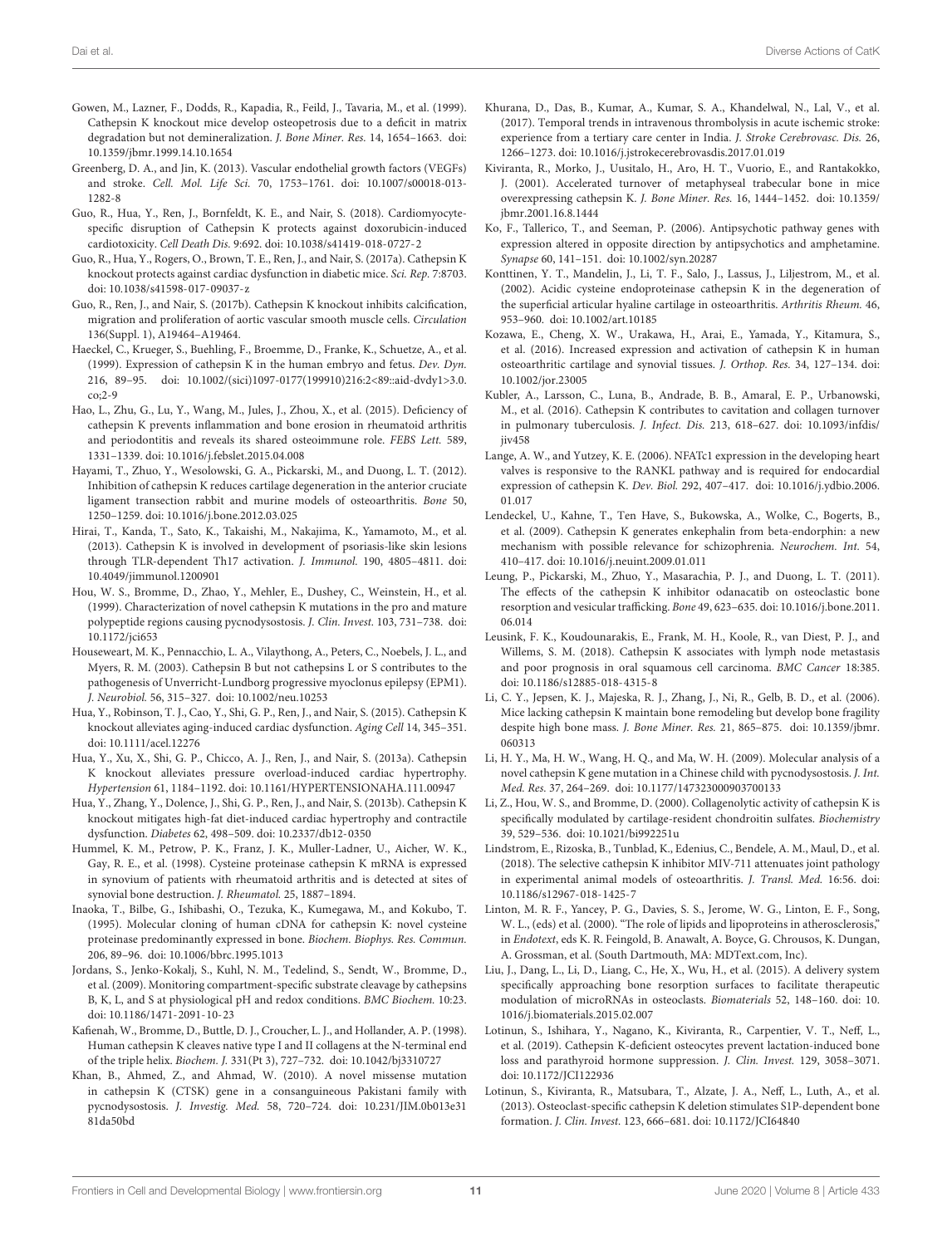Gowen, M., Lazner, F., Dodds, R., Kapadia, R., Feild, J., Tavaria, M., et al. (1999). Cathepsin K knockout mice develop osteopetrosis due to a deficit in matrix degradation but not demineralization. *J. Bone Miner. Res.* 14, 1654–1663. doi: 10.1359/jbmr.1999.14.10.1654

Greenberg, D. A., and Jin, K. (2013). Vascular endothelial growth factors (VEGFs) and stroke. *Cell. Mol. Life Sci.* 70, 1753–1761. doi: 10.1007/s00018-013-1282-8

Guo, R., Hua, Y., Ren, J., Bornfeldt, K. E., and Nair, S. (2018). Cardiomyocyte-specific disruption of Cathepsin K protects against doxorubicin-induced cardiotoxicity. *Cell Death Dis.* 9:692. doi: 10.1038/s41419-018-0727-2

Guo, R., Hua, Y., Rogers, O., Brown, T. E., Ren, J., and Nair, S. (2017a). Cathepsin K knockout protects against cardiac dysfunction in diabetic mice. *Sci. Rep.* 7:8703. doi: 10.1038/s41598-017-09037-z

Guo, R., Ren, J., and Nair, S. (2017b). Cathepsin K knockout inhibits calcification, migration and proliferation of aortic vascular smooth muscle cells. *Circulation* 136(Suppl. 1), A19464–A19464.

Haeckel, C., Krueger, S., Buehling, F., Broemme, D., Franke, K., Schuetze, A., et al. (1999). Expression of cathepsin K in the human embryo and fetus. *Dev. Dyn.* 216, 89–95. doi: 10.1002/(sici)1097-0177(199910)216:2<89::aid-dvdy1>3.0.co;2-9

Hao, L., Zhu, G., Lu, Y., Wang, M., Jules, J., Zhou, X., et al. (2015). Deficiency of cathepsin K prevents inflammation and bone erosion in rheumatoid arthritis and periodontitis and reveals its shared osteoimmune role. *FEBS Lett.* 589, 1331–1339. doi: 10.1016/j.febslet.2015.04.008

Hayami, T., Zhuo, Y., Wesolowski, G. A., Pickarski, M., and Duong, L. T. (2012). Inhibition of cathepsin K reduces cartilage degeneration in the anterior cruciate ligament transection rabbit and murine models of osteoarthritis. *Bone* 50, 1250–1259. doi: 10.1016/j.bone.2012.03.025

Hirai, T., Kanda, T., Sato, K., Takaishi, M., Nakajima, K., Yamamoto, M., et al. (2013). Cathepsin K is involved in development of psoriasis-like skin lesions through TLR-dependent Th17 activation. *J. Immunol.* 190, 4805–4811. doi: 10.4049/jimmunol.1200901

Hou, W. S., Bromme, D., Zhao, Y., Mehler, E., Dushey, C., Weinstein, H., et al. (1999). Characterization of novel cathepsin K mutations in the pro and mature polypeptide regions causing pycnodysostosis. *J. Clin. Invest.* 103, 731–738. doi: 10.1172/jci653

Houseweart, M. K., Pennacchio, L. A., Vilaythong, A., Peters, C., Noebels, J. L., and Myers, R. M. (2003). Cathepsin B but not cathepsins L or S contributes to the pathogenesis of Unverricht-Lundborg progressive myoclonus epilepsy (EPM1). *J. Neurobiol.* 56, 315–327. doi: 10.1002/neu.10253

Hua, Y., Robinson, T. J., Cao, Y., Shi, G. P., Ren, J., and Nair, S. (2015). Cathepsin K knockout alleviates aging-induced cardiac dysfunction. *Aging Cell* 14, 345–351. doi: 10.1111/acel.12276

Hua, Y., Xu, X., Shi, G. P., Chicco, A. J., Ren, J., and Nair, S. (2013a). Cathepsin K knockout alleviates pressure overload-induced cardiac hypertrophy. *Hypertension* 61, 1184–1192. doi: 10.1161/HYPERTENSIONAHA.111.00947

Hua, Y., Zhang, Y., Dolence, J., Shi, G. P., Ren, J., and Nair, S. (2013b). Cathepsin K knockout mitigates high-fat diet-induced cardiac hypertrophy and contractile dysfunction. *Diabetes* 62, 498–509. doi: 10.2337/db12-0350

Hummel, K. M., Petrow, P. K., Franz, J. K., Muller-Ladner, U., Aicher, W. K., Gay, R. E., et al. (1998). Cysteine proteinase cathepsin K mRNA is expressed in synovium of patients with rheumatoid arthritis and is detected at sites of synovial bone destruction. *J. Rheumatol.* 25, 1887–1894.

Inaoka, T., Bilbe, G., Ishibashi, O., Tezuka, K., Kumegawa, M., and Kokubo, T. (1995). Molecular cloning of human cDNA for cathepsin K: novel cysteine proteinase predominantly expressed in bone. *Biochem. Biophys. Res. Commun.* 206, 89–96. doi: 10.1006/bbrc.1995.1013

Jordans, S., Jenko-Kokalj, S., Kuhl, N. M., Tedelind, S., Sendt, W., Bromme, D., et al. (2009). Monitoring compartment-specific substrate cleavage by cathepsins B, K, L, and S at physiological pH and redox conditions. *BMC Biochem.* 10:23. doi: 10.1186/1471-2091-10-23

Kafienah, W., Bromme, D., Buttle, D. J., Croucher, L. J., and Hollander, A. P. (1998). Human cathepsin K cleaves native type I and II collagens at the N-terminal end of the triple helix. *Biochem. J.* 331(Pt 3), 727–732. doi: 10.1042/bj3310727

Khan, B., Ahmed, Z., and Ahmad, W. (2010). A novel missense mutation in cathepsin K (CTSK) gene in a consanguineous Pakistani family with pycnodysostosis. *J. Investig. Med.* 58, 720–724. doi: 10.231/JIM.0b013e3181da50bd

Khurana, D., Das, B., Kumar, A., Kumar, S. A., Khandelwal, N., Lal, V., et al. (2017). Temporal trends in intravenous thrombolysis in acute ischemic stroke: experience from a tertiary care center in India. *J. Stroke Cerebrovasc. Dis.* 26, 1266–1273. doi: 10.1016/j.jstrokecerebrovasdis.2017.01.019

Kiviranta, R., Morko, J., Uusitalo, H., Aro, H. T., Vuorio, E., and Rantakokko, J. (2001). Accelerated turnover of metaphyseal trabecular bone in mice overexpressing cathepsin K. *J. Bone Miner. Res.* 16, 1444–1452. doi: 10.1359/jbmr.2001.16.8.1444

Ko, F., Tallerico, T., and Seeman, P. (2006). Antipsychotic pathway genes with expression altered in opposite direction by antipsychotics and amphetamine. *Synapse* 60, 141–151. doi: 10.1002/syn.20287

Konttinen, Y. T., Mandelin, J., Li, T. F., Salo, J., Lassus, J., Liljestrom, M., et al. (2002). Acidic cysteine endoproteinase cathepsin K in the degeneration of the superficial articular hyaline cartilage in osteoarthritis. *Arthritis Rheum.* 46, 953–960. doi: 10.1002/art.10185

Kozawa, E., Cheng, X. W., Urakawa, H., Arai, E., Yamada, Y., Kitamura, S., et al. (2016). Increased expression and activation of cathepsin K in human osteoarthritic cartilage and synovial tissues. *J. Orthop. Res.* 34, 127–134. doi: 10.1002/jor.23005

Kubler, A., Larsson, C., Luna, B., Andrade, B. B., Amaral, E. P., Urbanowski, M., et al. (2016). Cathepsin K contributes to cavitation and collagen turnover in pulmonary tuberculosis. *J. Infect. Dis.* 213, 618–627. doi: 10.1093/infdis/jiv458

Lange, A. W., and Yutzey, K. E. (2006). NFATc1 expression in the developing heart valves is responsive to the RANKL pathway and is required for endocardial expression of cathepsin K. *Dev. Biol.* 292, 407–417. doi: 10.1016/j.ydbio.2006.01.017

Lendeckel, U., Kahne, T., Ten Have, S., Bukowska, A., Wolke, C., Bogerts, B., et al. (2009). Cathepsin K generates enkephalin from beta-endorphin: a new mechanism with possible relevance for schizophrenia. *Neurochem. Int.* 54, 410–417. doi: 10.1016/j.neuint.2009.01.011

Leung, P., Pickarski, M., Zhuo, Y., Masarachia, P. J., and Duong, L. T. (2011). The effects of the cathepsin K inhibitor odanacatib on osteoclastic bone resorption and vesicular trafficking. *Bone* 49, 623–635. doi: 10.1016/j.bone.2011.06.014

Leusink, F. K., Koudounarakis, E., Frank, M. H., Koole, R., van Diest, P. J., and Willems, S. M. (2018). Cathepsin K associates with lymph node metastasis and poor prognosis in oral squamous cell carcinoma. *BMC Cancer* 18:385. doi: 10.1186/s12885-018-4315-8

Li, C. Y., Jepsen, K. J., Majeska, R. J., Zhang, J., Ni, R., Gelb, B. D., et al. (2006). Mice lacking cathepsin K maintain bone remodeling but develop bone fragility despite high bone mass. *J. Bone Miner. Res.* 21, 865–875. doi: 10.1359/jbmr.060313

Li, H. Y., Ma, H. W., Wang, H. Q., and Ma, W. H. (2009). Molecular analysis of a novel cathepsin K gene mutation in a Chinese child with pycnodysostosis. *J. Int. Med. Res.* 37, 264–269. doi: 10.1177/147323000903700133

Li, Z., Hou, W. S., and Bromme, D. (2000). Collagenolytic activity of cathepsin K is specifically modulated by cartilage-resident chondroitin sulfates. *Biochemistry* 39, 529–536. doi: 10.1021/bi992251u

Lindstrom, E., Rizoska, B., Tunblad, K., Edenius, C., Bendele, A. M., Maul, D., et al. (2018). The selective cathepsin K inhibitor MIV-711 attenuates joint pathology in experimental animal models of osteoarthritis. *J. Transl. Med.* 16:56. doi: 10.1186/s12967-018-1425-7

Linton, M. R. F., Yancey, P. G., Davies, S. S., Jerome, W. G., Linton, E. F., Song, W. L., (eds) et al. (2000). "The role of lipids and lipoproteins in atherosclerosis," in *Endotext*, eds K. R. Feingold, B. Anawalt, A. Boyce, G. Chrousos, K. Dungan, A. Grossman, et al. (South Dartmouth, MA: MDText.com, Inc).

Liu, J., Dang, L., Li, D., Liang, C., He, X., Wu, H., et al. (2015). A delivery system specifically approaching bone resorption surfaces to facilitate therapeutic modulation of microRNAs in osteoclasts. *Biomaterials* 52, 148–160. doi: 10.1016/j.biomaterials.2015.02.007

Lotinun, S., Ishihara, Y., Nagano, K., Kiviranta, R., Carpentier, V. T., Neff, L., et al. (2019). Cathepsin K-deficient osteocytes prevent lactation-induced bone loss and parathyroid hormone suppression. *J. Clin. Invest.* 129, 3058–3071. doi: 10.1172/JCI122936

Lotinun, S., Kiviranta, R., Matsubara, T., Alzate, J. A., Neff, L., Luth, A., et al. (2013). Osteoclast-specific cathepsin K deletion stimulates S1P-dependent bone formation. *J. Clin. Invest.* 123, 666–681. doi: 10.1172/JCI64840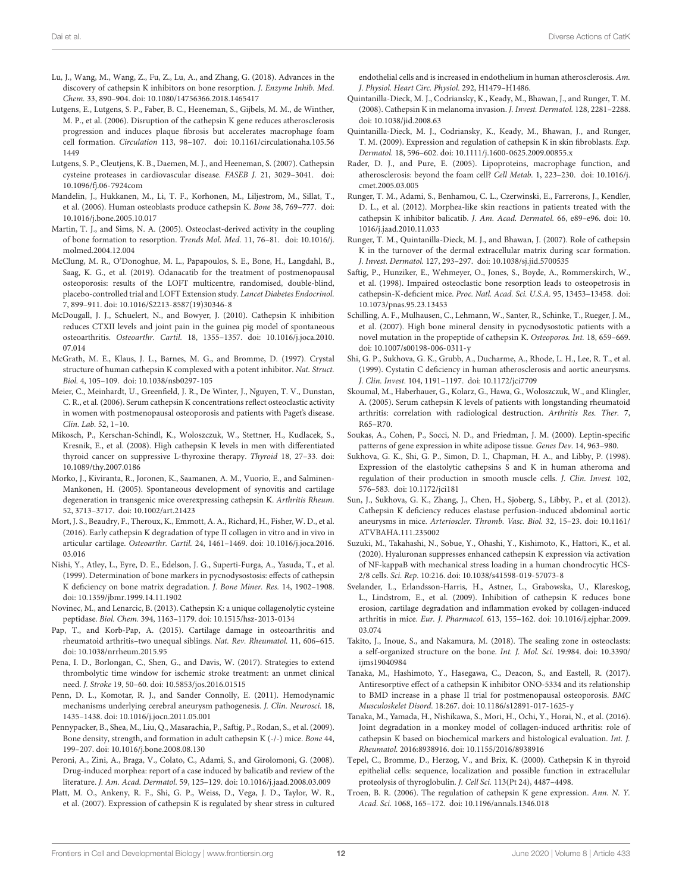Lu, J., Wang, M., Wang, Z., Fu, Z., Lu, A., and Zhang, G. (2018). Advances in the discovery of cathepsin K inhibitors on bone resorption. *J. Enzyme Inhib. Med. Chem.* 33, 890–904. doi: 10.1080/14756366.2018.1465417

Lutgens, E., Lutgens, S. P., Faber, B. C., Heeneman, S., Gijbels, M. M., de Winther, M. P., et al. (2006). Disruption of the cathepsin K gene reduces atherosclerosis progression and induces plaque fibrosis but accelerates macrophage foam cell formation. *Circulation* 113, 98–107. doi: 10.1161/circulationaha.105.561449

Lutgens, S. P., Cleutjens, K. B., Daemen, M. J., and Heeneman, S. (2007). Cathepsin cysteine proteases in cardiovascular disease. *FASEB J.* 21, 3029–3041. doi: 10.1096/fj.06-7924com

Mandelin, J., Hukkanen, M., Li, T. F., Korhonen, M., Liljestrom, M., Sillat, T., et al. (2006). Human osteoblasts produce cathepsin K. *Bone* 38, 769–777. doi: 10.1016/j.bone.2005.10.017

Martin, T. J., and Sims, N. A. (2005). Osteoclast-derived activity in the coupling of bone formation to resorption. *Trends Mol. Med.* 11, 76–81. doi: 10.1016/j.molmed.2004.12.004

McClung, M. R., O'Donoghue, M. L., Papapoulos, S. E., Bone, H., Langdahl, B., Saag, K. G., et al. (2019). Odanacatib for the treatment of postmenopausal osteoporosis: results of the LOFT multicentre, randomised, double-blind, placebo-controlled trial and LOFT Extension study. *Lancet Diabetes Endocrinol.* 7, 899–911. doi: 10.1016/S2213-8587(19)30346-8

McDougall, J. J., Schuelert, N., and Bowyer, J. (2010). Cathepsin K inhibition reduces CTXII levels and joint pain in the guinea pig model of spontaneous osteoarthritis. *Osteoarthr. Cartil.* 18, 1355–1357. doi: 10.1016/j.joca.2010.07.014

McGrath, M. E., Klaus, J. L., Barnes, M. G., and Bromme, D. (1997). Crystal structure of human cathepsin K complexed with a potent inhibitor. *Nat. Struct. Biol.* 4, 105–109. doi: 10.1038/nsb0297-105

Meier, C., Meinhardt, U., Greenfield, J. R., De Winter, J., Nguyen, T. V., Dunstan, C. R., et al. (2006). Serum cathepsin K concentrations reflect osteoclastic activity in women with postmenopausal osteoporosis and patients with Paget's disease. *Clin. Lab.* 52, 1–10.

Mikosch, P., Kerschan-Schindl, K., Woloszczuk, W., Stettner, H., Kudlacek, S., Kresnik, E., et al. (2008). High cathepsin K levels in men with differentiated thyroid cancer on suppressive L-thyroxine therapy. *Thyroid* 18, 27–33. doi: 10.1089/thy.2007.0186

Morko, J., Kiviranta, R., Joronen, K., Saamanen, A. M., Vuorio, E., and Salminen-Mankonen, H. (2005). Spontaneous development of synovitis and cartilage degeneration in transgenic mice overexpressing cathepsin K. *Arthritis Rheum.* 52, 3713–3717. doi: 10.1002/art.21423

Mort, J. S., Beaudry, F., Theroux, K., Emmott, A. A., Richard, H., Fisher, W. D., et al. (2016). Early cathepsin K degradation of type II collagen in vitro and in vivo in articular cartilage. *Osteoarthr. Cartil.* 24, 1461–1469. doi: 10.1016/j.joca.2016.03.016

Nishi, Y., Atley, L., Eyre, D. E., Edelson, J. G., Superti-Furga, A., Yasuda, T., et al. (1999). Determination of bone markers in pycnodysostosis: effects of cathepsin K deficiency on bone matrix degradation. *J. Bone Miner. Res.* 14, 1902–1908. doi: 10.1359/jbmr.1999.14.11.1902

Novinec, M., and Lenarcic, B. (2013). Cathepsin K: a unique collagenolytic cysteine peptidase. *Biol. Chem.* 394, 1163–1179. doi: 10.1515/hsz-2013-0134

Pap, T., and Korb-Pap, A. (2015). Cartilage damage in osteoarthritis and rheumatoid arthritis–two unequal siblings. *Nat. Rev. Rheumatol.* 11, 606–615. doi: 10.1038/nrrheum.2015.95

Pena, I. D., Borlongan, C., Shen, G., and Davis, W. (2017). Strategies to extend thrombolytic time window for ischemic stroke treatment: an unmet clinical need. *J. Stroke* 19, 50–60. doi: 10.5853/jos.2016.01515

Penn, D. L., Komotar, R. J., and Sander Connolly, E. (2011). Hemodynamic mechanisms underlying cerebral aneurysm pathogenesis. *J. Clin. Neurosci.* 18, 1435–1438. doi: 10.1016/j.jocn.2011.05.001

Pennypacker, B., Shea, M., Liu, Q., Masarachia, P., Saftig, P., Rodan, S., et al. (2009). Bone density, strength, and formation in adult cathepsin K (-/-) mice. *Bone* 44, 199–207. doi: 10.1016/j.bone.2008.08.130

Peroni, A., Zini, A., Braga, V., Colato, C., Adami, S., and Girolomoni, G. (2008). Drug-induced morphea: report of a case induced by balicatib and review of the literature. *J. Am. Acad. Dermatol.* 59, 125–129. doi: 10.1016/j.jaad.2008.03.009

Platt, M. O., Ankeny, R. F., Shi, G. P., Weiss, D., Vega, J. D., Taylor, W. R., et al. (2007). Expression of cathepsin K is regulated by shear stress in cultured endothelial cells and is increased in endothelium in human atherosclerosis. *Am. J. Physiol. Heart Circ. Physiol.* 292, H1479–H1486.

Quintanilla-Dieck, M. J., Codriansky, K., Keady, M., Bhawan, J., and Runger, T. M. (2008). Cathepsin K in melanoma invasion. *J. Invest. Dermatol.* 128, 2281–2288. doi: 10.1038/jid.2008.63

Quintanilla-Dieck, M. J., Codriansky, K., Keady, M., Bhawan, J., and Runger, T. M. (2009). Expression and regulation of cathepsin K in skin fibroblasts. *Exp. Dermatol.* 18, 596–602. doi: 10.1111/j.1600-0625.2009.00855.x

Rader, D. J., and Pure, E. (2005). Lipoproteins, macrophage function, and atherosclerosis: beyond the foam cell? *Cell Metab.* 1, 223–230. doi: 10.1016/j.cmet.2005.03.005

Runger, T. M., Adami, S., Benhamou, C. L., Czerwinski, E., Farrerons, J., Kendler, D. L., et al. (2012). Morphea-like skin reactions in patients treated with the cathepsin K inhibitor balicatib. *J. Am. Acad. Dermatol.* 66, e89–e96. doi: 10.1016/j.jaad.2010.11.033

Runger, T. M., Quintanilla-Dieck, M. J., and Bhawan, J. (2007). Role of cathepsin K in the turnover of the dermal extracellular matrix during scar formation. *J. Invest. Dermatol.* 127, 293–297. doi: 10.1038/sj.jid.5700535

Saftig, P., Hunziker, E., Wehmeyer, O., Jones, S., Boyde, A., Rommerskirch, W., et al. (1998). Impaired osteoclastic bone resorption leads to osteopetrosis in cathepsin-K-deficient mice. *Proc. Natl. Acad. Sci. U.S.A.* 95, 13453–13458. doi: 10.1073/pnas.95.23.13453

Schilling, A. F., Mulhausen, C., Lehmann, W., Santer, R., Schinke, T., Rueger, J. M., et al. (2007). High bone mineral density in pycnodysostotic patients with a novel mutation in the propeptide of cathepsin K. *Osteoporos. Int.* 18, 659–669. doi: 10.1007/s00198-006-0311-y

Shi, G. P., Sukhova, G. K., Grubb, A., Ducharme, A., Rhode, L. H., Lee, R. T., et al. (1999). Cystatin C deficiency in human atherosclerosis and aortic aneurysms. *J. Clin. Invest.* 104, 1191–1197. doi: 10.1172/jci7709

Skoumal, M., Haberhauer, G., Kolarz, G., Hawa, G., Woloszczuk, W., and Klingler, A. (2005). Serum cathepsin K levels of patients with longstanding rheumatoid arthritis: correlation with radiological destruction. *Arthritis Res. Ther.* 7, R65–R70.

Soukas, A., Cohen, P., Socci, N. D., and Friedman, J. M. (2000). Leptin-specific patterns of gene expression in white adipose tissue. *Genes Dev.* 14, 963–980.

Sukhova, G. K., Shi, G. P., Simon, D. I., Chapman, H. A., and Libby, P. (1998). Expression of the elastolytic cathepsins S and K in human atheroma and regulation of their production in smooth muscle cells. *J. Clin. Invest.* 102, 576–583. doi: 10.1172/jci181

Sun, J., Sukhova, G. K., Zhang, J., Chen, H., Sjoberg, S., Libby, P., et al. (2012). Cathepsin K deficiency reduces elastase perfusion-induced abdominal aortic aneurysms in mice. *Arterioscler. Thromb. Vasc. Biol.* 32, 15–23. doi: 10.1161/ATVBAHA.111.235002

Suzuki, M., Takahashi, N., Sobue, Y., Ohashi, Y., Kishimoto, K., Hattori, K., et al. (2020). Hyaluronan suppresses enhanced cathepsin K expression via activation of NF-kappaB with mechanical stress loading in a human chondrocytic HCS-2/8 cells. *Sci. Rep.* 10:216. doi: 10.1038/s41598-019-57073-8

Svelander, L., Erlandsson-Harris, H., Astner, L., Grabowska, U., Klareskog, L., Lindstrom, E., et al. (2009). Inhibition of cathepsin K reduces bone erosion, cartilage degradation and inflammation evoked by collagen-induced arthritis in mice. *Eur. J. Pharmacol.* 613, 155–162. doi: 10.1016/j.ejphar.2009.03.074

Takito, J., Inoue, S., and Nakamura, M. (2018). The sealing zone in osteoclasts: a self-organized structure on the bone. *Int. J. Mol. Sci.* 19:984. doi: 10.3390/ijms19040984

Tanaka, M., Hashimoto, Y., Hasegawa, C., Deacon, S., and Eastell, R. (2017). Antiresorptive effect of a cathepsin K inhibitor ONO-5334 and its relationship to BMD increase in a phase II trial for postmenopausal osteoporosis. *BMC Musculoskelet Disord.* 18:267. doi: 10.1186/s12891-017-1625-y

Tanaka, M., Yamada, H., Nishikawa, S., Mori, H., Ochi, Y., Horai, N., et al. (2016). Joint degradation in a monkey model of collagen-induced arthritis: role of cathepsin K based on biochemical markers and histological evaluation. *Int. J. Rheumatol.* 2016:8938916. doi: 10.1155/2016/8938916

Tepel, C., Bromme, D., Herzog, V., and Brix, K. (2000). Cathepsin K in thyroid epithelial cells: sequence, localization and possible function in extracellular proteolysis of thyroglobulin. *J. Cell Sci.* 113(Pt 24), 4487–4498.

Troen, B. R. (2006). The regulation of cathepsin K gene expression. *Ann. N. Y. Acad. Sci.* 1068, 165–172. doi: 10.1196/annals.1346.018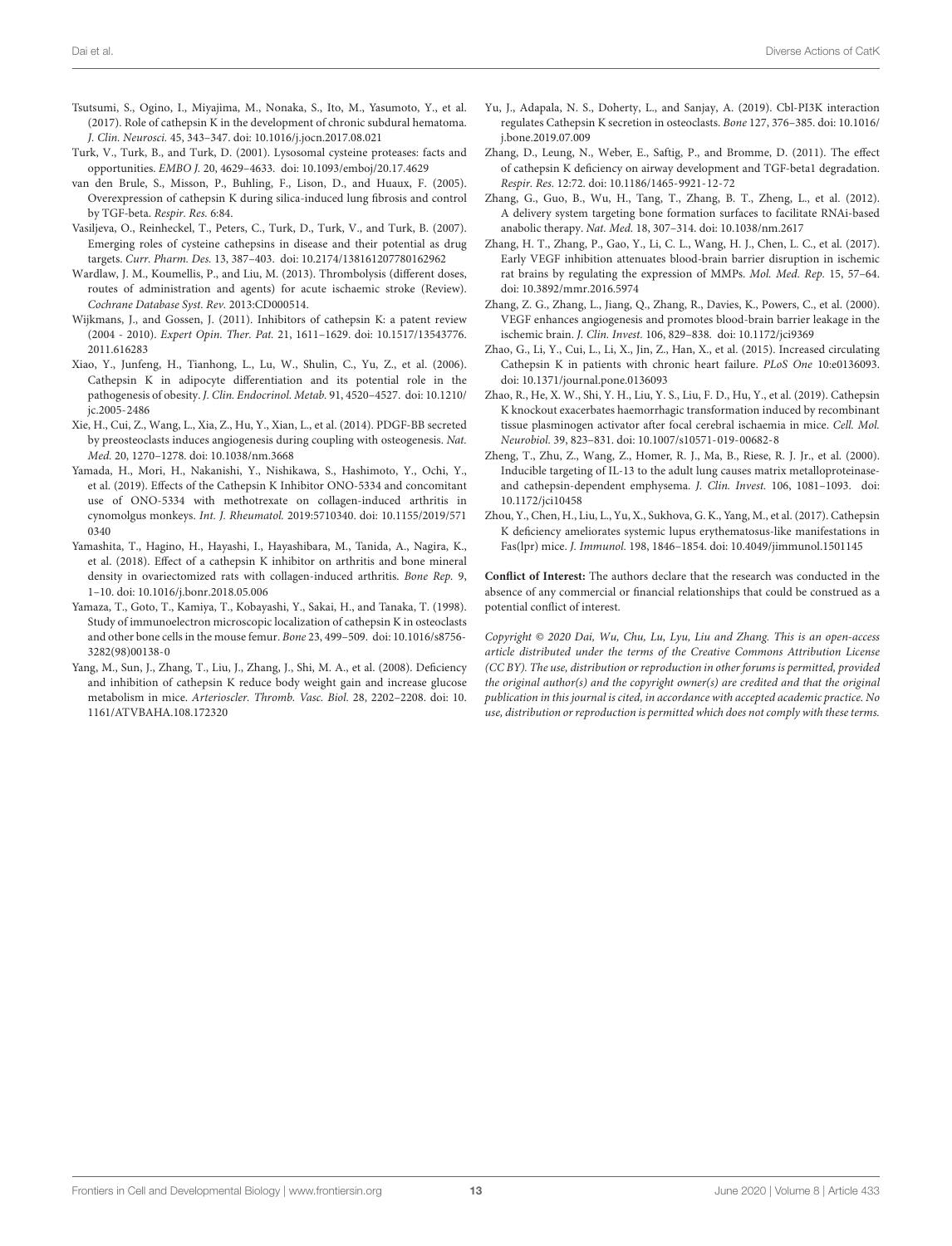Tsutsumi, S., Ogino, I., Miyajima, M., Nonaka, S., Ito, M., Yasumoto, Y., et al. (2017). Role of cathepsin K in the development of chronic subdural hematoma. *J. Clin. Neurosci.* 45, 343–347. doi: 10.1016/j.jocn.2017.08.021

Turk, V., Turk, B., and Turk, D. (2001). Lysosomal cysteine proteases: facts and opportunities. *EMBO J.* 20, 4629–4633. doi: 10.1093/emboj/20.17.4629

van den Brule, S., Misson, P., Buhling, F., Lison, D., and Huaux, F. (2005). Overexpression of cathepsin K during silica-induced lung fibrosis and control by TGF-beta. *Respir. Res.* 6:84.

Vasiljeva, O., Reinheckel, T., Peters, C., Turk, D., Turk, V., and Turk, B. (2007). Emerging roles of cysteine cathepsins in disease and their potential as drug targets. *Curr. Pharm. Des.* 13, 387–403. doi: 10.2174/138161207780162962

Wardlaw, J. M., Koumellis, P., and Liu, M. (2013). Thrombolysis (different doses, routes of administration and agents) for acute ischaemic stroke (Review). *Cochrane Database Syst. Rev.* 2013:CD000514.

Wijkmans, J., and Gossen, J. (2011). Inhibitors of cathepsin K: a patent review (2004 - 2010). *Expert Opin. Ther. Pat.* 21, 1611–1629. doi: 10.1517/13543776.2011.616283

Xiao, Y., Junfeng, H., Tianhong, L., Lu, W., Shulin, C., Yu, Z., et al. (2006). Cathepsin K in adipocyte differentiation and its potential role in the pathogenesis of obesity. *J. Clin. Endocrinol. Metab.* 91, 4520–4527. doi: 10.1210/jc.2005-2486

Xie, H., Cui, Z., Wang, L., Xia, Z., Hu, Y., Xian, L., et al. (2014). PDGF-BB secreted by preosteoclasts induces angiogenesis during coupling with osteogenesis. *Nat. Med.* 20, 1270–1278. doi: 10.1038/nm.3668

Yamada, H., Mori, H., Nakanishi, Y., Nishikawa, S., Hashimoto, Y., Ochi, Y., et al. (2019). Effects of the Cathepsin K Inhibitor ONO-5334 and concomitant use of ONO-5334 with methotrexate on collagen-induced arthritis in cynomolgus monkeys. *Int. J. Rheumatol.* 2019:5710340. doi: 10.1155/2019/5710340

Yamashita, T., Hagino, H., Hayashi, I., Hayashibara, M., Tanida, A., Nagira, K., et al. (2018). Effect of a cathepsin K inhibitor on arthritis and bone mineral density in ovariectomized rats with collagen-induced arthritis. *Bone Rep.* 9, 1–10. doi: 10.1016/j.bonr.2018.05.006

Yamaza, T., Goto, T., Kamiya, T., Kobayashi, Y., Sakai, H., and Tanaka, T. (1998). Study of immunoelectron microscopic localization of cathepsin K in osteoclasts and other bone cells in the mouse femur. *Bone* 23, 499–509. doi: 10.1016/s8756-3282(98)00138-0

Yang, M., Sun, J., Zhang, T., Liu, J., Zhang, J., Shi, M. A., et al. (2008). Deficiency and inhibition of cathepsin K reduce body weight gain and increase glucose metabolism in mice. *Arterioscler. Thromb. Vasc. Biol.* 28, 2202–2208. doi: 10.1161/ATVBAHA.108.172320

Yu, J., Adapala, N. S., Doherty, L., and Sanjay, A. (2019). Cbl-PI3K interaction regulates Cathepsin K secretion in osteoclasts. *Bone* 127, 376–385. doi: 10.1016/j.bone.2019.07.009

Zhang, D., Leung, N., Weber, E., Saftig, P., and Bromme, D. (2011). The effect of cathepsin K deficiency on airway development and TGF-beta1 degradation. *Respir. Res.* 12:72. doi: 10.1186/1465-9921-12-72

Zhang, G., Guo, B., Wu, H., Tang, T., Zhang, B. T., Zheng, L., et al. (2012). A delivery system targeting bone formation surfaces to facilitate RNAi-based anabolic therapy. *Nat. Med.* 18, 307–314. doi: 10.1038/nm.2617

Zhang, H. T., Zhang, P., Gao, Y., Li, C. L., Wang, H. J., Chen, L. C., et al. (2017). Early VEGF inhibition attenuates blood-brain barrier disruption in ischemic rat brains by regulating the expression of MMPs. *Mol. Med. Rep.* 15, 57–64. doi: 10.3892/mmr.2016.5974

Zhang, Z. G., Zhang, L., Jiang, Q., Zhang, R., Davies, K., Powers, C., et al. (2000). VEGF enhances angiogenesis and promotes blood-brain barrier leakage in the ischemic brain. *J. Clin. Invest.* 106, 829–838. doi: 10.1172/jci9369

Zhao, G., Li, Y., Cui, L., Li, X., Jin, Z., Han, X., et al. (2015). Increased circulating Cathepsin K in patients with chronic heart failure. *PLoS One* 10:e0136093. doi: 10.1371/journal.pone.0136093

Zhao, R., He, X. W., Shi, Y. H., Liu, Y. S., Liu, F. D., Hu, Y., et al. (2019). Cathepsin K knockout exacerbates haemorrhagic transformation induced by recombinant tissue plasminogen activator after focal cerebral ischaemia in mice. *Cell. Mol. Neurobiol.* 39, 823–831. doi: 10.1007/s10571-019-00682-8

Zheng, T., Zhu, Z., Wang, Z., Homer, R. J., Ma, B., Riese, R. J. Jr., et al. (2000). Inducible targeting of IL-13 to the adult lung causes matrix metalloproteinase- and cathepsin-dependent emphysema. *J. Clin. Invest.* 106, 1081–1093. doi: 10.1172/jci10458

Zhou, Y., Chen, H., Liu, L., Yu, X., Sukhova, G. K., Yang, M., et al. (2017). Cathepsin K deficiency ameliorates systemic lupus erythematosus-like manifestations in Fas(lpr) mice. *J. Immunol.* 198, 1846–1854. doi: 10.4049/jimmunol.1501145

**Conflict of Interest:** The authors declare that the research was conducted in the absence of any commercial or financial relationships that could be construed as a potential conflict of interest.

*Copyright © 2020 Dai, Wu, Chu, Lu, Lyu, Liu and Zhang. This is an open-access article distributed under the terms of the Creative Commons Attribution License (CC BY). The use, distribution or reproduction in other forums is permitted, provided the original author(s) and the copyright owner(s) are credited and that the original publication in this journal is cited, in accordance with accepted academic practice. No use, distribution or reproduction is permitted which does not comply with these terms.*